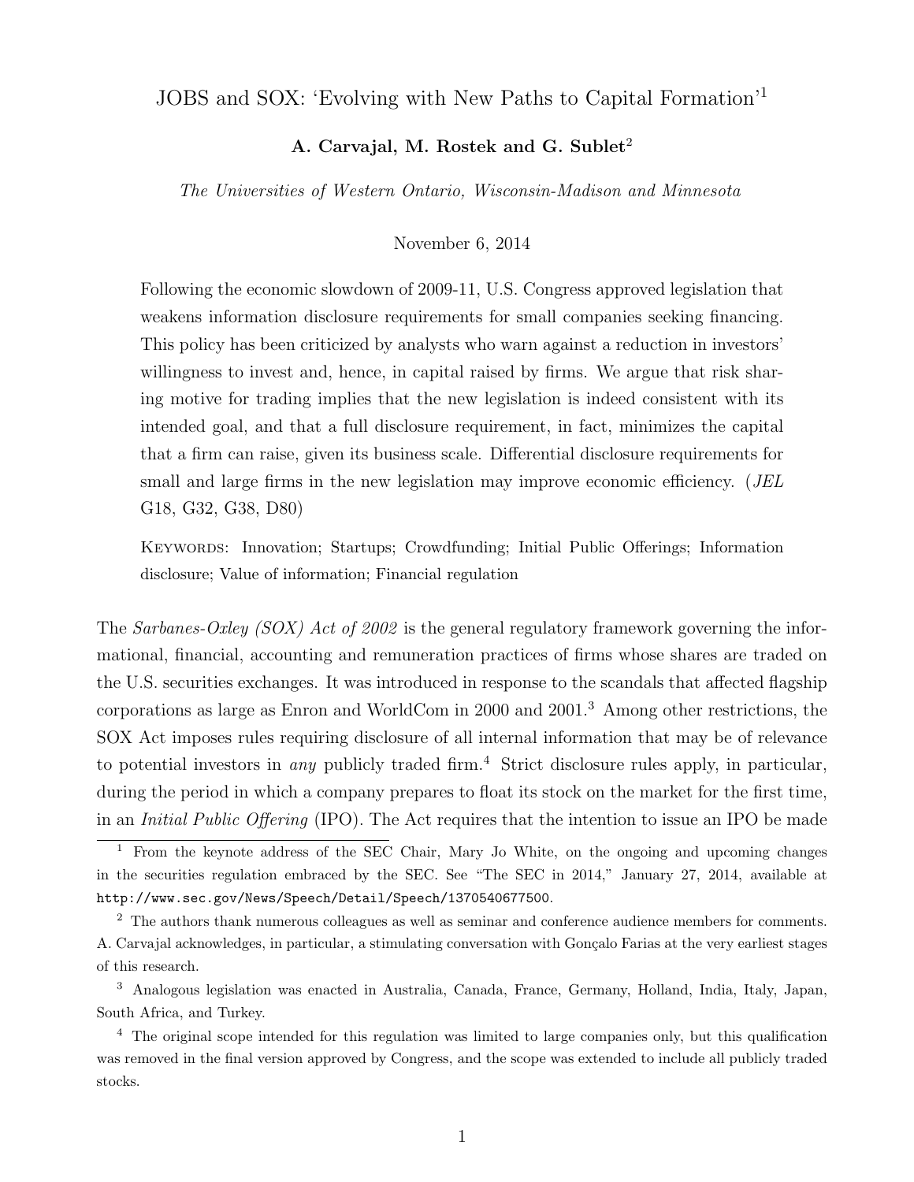# JOBS and SOX: 'Evolving with New Paths to Capital Formation'[1]

**A. Carvajal, M. Rostek and G. Sublet**[2]

*The Universities of Western Ontario, Wisconsin-Madison and Minnesota*

November 6, 2014

Following the economic slowdown of 2009-11, U.S. Congress approved legislation that weakens information disclosure requirements for small companies seeking financing. This policy has been criticized by analysts who warn against a reduction in investors' willingness to invest and, hence, in capital raised by firms. We argue that risk sharing motive for trading implies that the new legislation is indeed consistent with its intended goal, and that a full disclosure requirement, in fact, minimizes the capital that a firm can raise, given its business scale. Differential disclosure requirements for small and large firms in the new legislation may improve economic efficiency. (*JEL* G18, G32, G38, D80)

KEYWORDS: Innovation; Startups; Crowdfunding; Initial Public Offerings; Information disclosure; Value of information; Financial regulation

The *Sarbanes-Oxley (SOX) Act of 2002* is the general regulatory framework governing the informational, financial, accounting and remuneration practices of firms whose shares are traded on the U.S. securities exchanges. It was introduced in response to the scandals that affected flagship corporations as large as Enron and WorldCom in 2000 and 2001.[3] Among other restrictions, the SOX Act imposes rules requiring disclosure of all internal information that may be of relevance to potential investors in *any* publicly traded firm.[4] Strict disclosure rules apply, in particular, during the period in which a company prepares to float its stock on the market for the first time, in an *Initial Public Offering* (IPO). The Act requires that the intention to issue an IPO be made

---

[1] From the keynote address of the SEC Chair, Mary Jo White, on the ongoing and upcoming changes in the securities regulation embraced by the SEC. See "The SEC in 2014," January 27, 2014, available at `http://www.sec.gov/News/Speech/Detail/Speech/1370540677500`.

[2] The authors thank numerous colleagues as well as seminar and conference audience members for comments. A. Carvajal acknowledges, in particular, a stimulating conversation with Gonçalo Farias at the very earliest stages of this research.

[3] Analogous legislation was enacted in Australia, Canada, France, Germany, Holland, India, Italy, Japan, South Africa, and Turkey.

[4] The original scope intended for this regulation was limited to large companies only, but this qualification was removed in the final version approved by Congress, and the scope was extended to include all publicly traded stocks.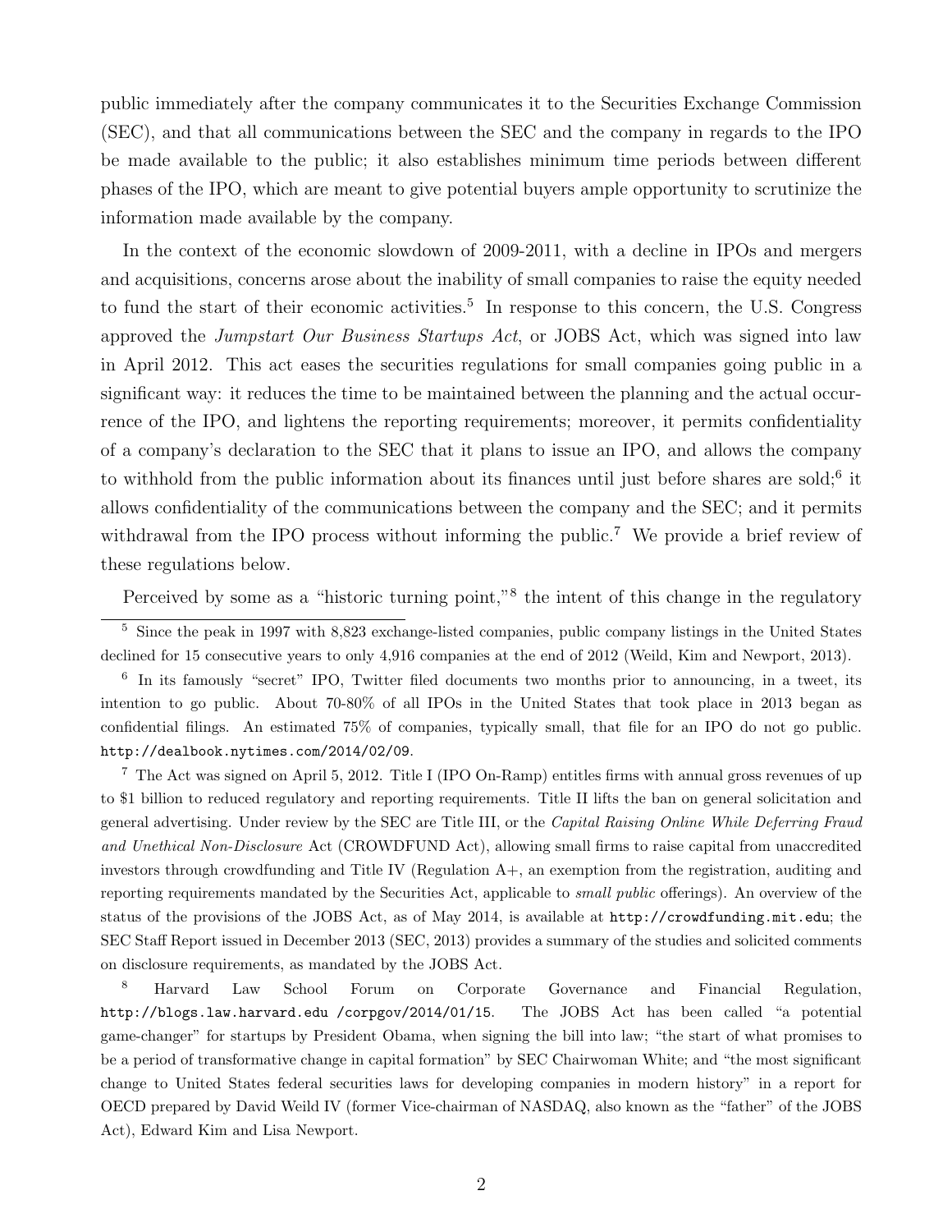public immediately after the company communicates it to the Securities Exchange Commission (SEC), and that all communications between the SEC and the company in regards to the IPO be made available to the public; it also establishes minimum time periods between different phases of the IPO, which are meant to give potential buyers ample opportunity to scrutinize the information made available by the company.

In the context of the economic slowdown of 2009-2011, with a decline in IPOs and mergers and acquisitions, concerns arose about the inability of small companies to raise the equity needed to fund the start of their economic activities.[5] In response to this concern, the U.S. Congress approved the *Jumpstart Our Business Startups Act*, or JOBS Act, which was signed into law in April 2012. This act eases the securities regulations for small companies going public in a significant way: it reduces the time to be maintained between the planning and the actual occurrence of the IPO, and lightens the reporting requirements; moreover, it permits confidentiality of a company's declaration to the SEC that it plans to issue an IPO, and allows the company to withhold from the public information about its finances until just before shares are sold;[6] it allows confidentiality of the communications between the company and the SEC; and it permits withdrawal from the IPO process without informing the public.[7] We provide a brief review of these regulations below.

Perceived by some as a "historic turning point,"[8] the intent of this change in the regulatory

---

[5] Since the peak in 1997 with 8,823 exchange-listed companies, public company listings in the United States declined for 15 consecutive years to only 4,916 companies at the end of 2012 (Weild, Kim and Newport, 2013).

[6] In its famously "secret" IPO, Twitter filed documents two months prior to announcing, in a tweet, its intention to go public. About 70-80% of all IPOs in the United States that took place in 2013 began as confidential filings. An estimated 75% of companies, typically small, that file for an IPO do not go public. `http://dealbook.nytimes.com/2014/02/09`.

[7] The Act was signed on April 5, 2012. Title I (IPO On-Ramp) entitles firms with annual gross revenues of up to $1 billion to reduced regulatory and reporting requirements. Title II lifts the ban on general solicitation and general advertising. Under review by the SEC are Title III, or the *Capital Raising Online While Deferring Fraud and Unethical Non-Disclosure* Act (CROWDFUND Act), allowing small firms to raise capital from unaccredited investors through crowdfunding and Title IV (Regulation A+, an exemption from the registration, auditing and reporting requirements mandated by the Securities Act, applicable to *small public* offerings). An overview of the status of the provisions of the JOBS Act, as of May 2014, is available at `http://crowdfunding.mit.edu`; the SEC Staff Report issued in December 2013 (SEC, 2013) provides a summary of the studies and solicited comments on disclosure requirements, as mandated by the JOBS Act.

[8] Harvard Law School Forum on Corporate Governance and Financial Regulation, `http://blogs.law.harvard.edu /corpgov/2014/01/15`. The JOBS Act has been called "a potential game-changer" for startups by President Obama, when signing the bill into law; "the start of what promises to be a period of transformative change in capital formation" by SEC Chairwoman White; and "the most significant change to United States federal securities laws for developing companies in modern history" in a report for OECD prepared by David Weild IV (former Vice-chairman of NASDAQ, also known as the "father" of the JOBS Act), Edward Kim and Lisa Newport.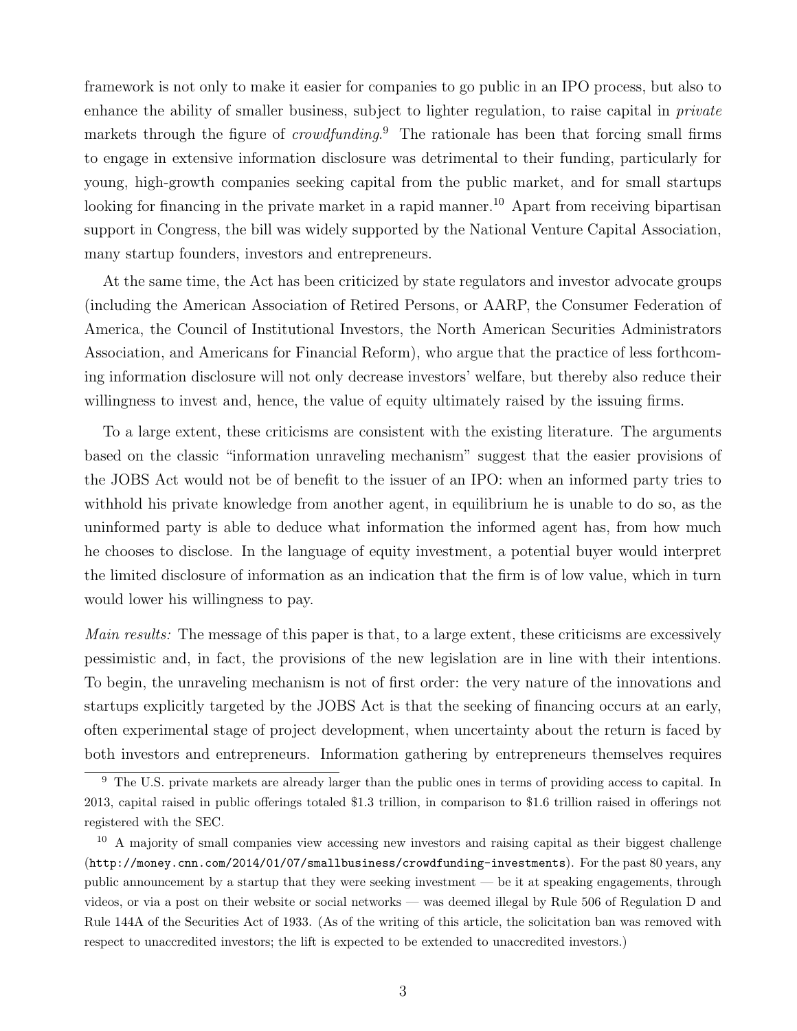framework is not only to make it easier for companies to go public in an IPO process, but also to enhance the ability of smaller business, subject to lighter regulation, to raise capital in *private* markets through the figure of *crowdfunding*.[9] The rationale has been that forcing small firms to engage in extensive information disclosure was detrimental to their funding, particularly for young, high-growth companies seeking capital from the public market, and for small startups looking for financing in the private market in a rapid manner.[10] Apart from receiving bipartisan support in Congress, the bill was widely supported by the National Venture Capital Association, many startup founders, investors and entrepreneurs.

At the same time, the Act has been criticized by state regulators and investor advocate groups (including the American Association of Retired Persons, or AARP, the Consumer Federation of America, the Council of Institutional Investors, the North American Securities Administrators Association, and Americans for Financial Reform), who argue that the practice of less forthcoming information disclosure will not only decrease investors' welfare, but thereby also reduce their willingness to invest and, hence, the value of equity ultimately raised by the issuing firms.

To a large extent, these criticisms are consistent with the existing literature. The arguments based on the classic "information unraveling mechanism" suggest that the easier provisions of the JOBS Act would not be of benefit to the issuer of an IPO: when an informed party tries to withhold his private knowledge from another agent, in equilibrium he is unable to do so, as the uninformed party is able to deduce what information the informed agent has, from how much he chooses to disclose. In the language of equity investment, a potential buyer would interpret the limited disclosure of information as an indication that the firm is of low value, which in turn would lower his willingness to pay.

*Main results:* The message of this paper is that, to a large extent, these criticisms are excessively pessimistic and, in fact, the provisions of the new legislation are in line with their intentions. To begin, the unraveling mechanism is not of first order: the very nature of the innovations and startups explicitly targeted by the JOBS Act is that the seeking of financing occurs at an early, often experimental stage of project development, when uncertainty about the return is faced by both investors and entrepreneurs. Information gathering by entrepreneurs themselves requires

[9] The U.S. private markets are already larger than the public ones in terms of providing access to capital. In 2013, capital raised in public offerings totaled $1.3 trillion, in comparison to $1.6 trillion raised in offerings not registered with the SEC.

[10] A majority of small companies view accessing new investors and raising capital as their biggest challenge (`http://money.cnn.com/2014/01/07/smallbusiness/crowdfunding-investments`). For the past 80 years, any public announcement by a startup that they were seeking investment — be it at speaking engagements, through videos, or via a post on their website or social networks — was deemed illegal by Rule 506 of Regulation D and Rule 144A of the Securities Act of 1933. (As of the writing of this article, the solicitation ban was removed with respect to unaccredited investors; the lift is expected to be extended to unaccredited investors.)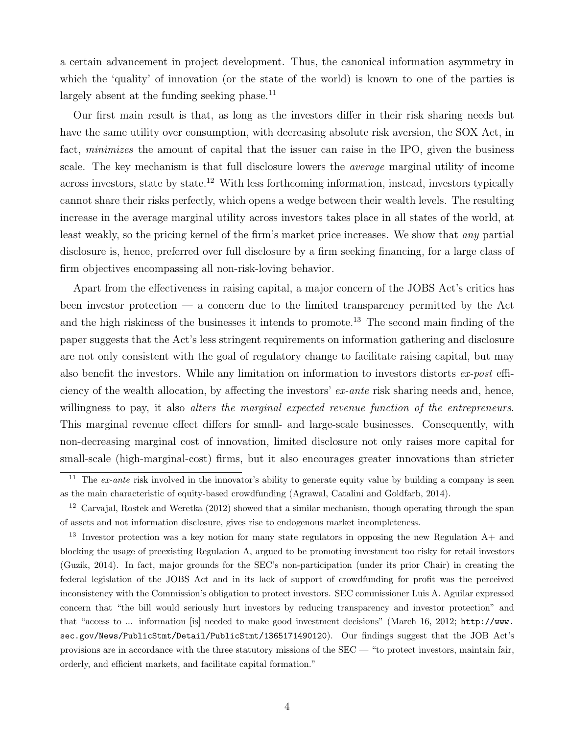a certain advancement in project development. Thus, the canonical information asymmetry in which the 'quality' of innovation (or the state of the world) is known to one of the parties is largely absent at the funding seeking phase.[11]

Our first main result is that, as long as the investors differ in their risk sharing needs but have the same utility over consumption, with decreasing absolute risk aversion, the SOX Act, in fact, *minimizes* the amount of capital that the issuer can raise in the IPO, given the business scale. The key mechanism is that full disclosure lowers the *average* marginal utility of income across investors, state by state.[12] With less forthcoming information, instead, investors typically cannot share their risks perfectly, which opens a wedge between their wealth levels. The resulting increase in the average marginal utility across investors takes place in all states of the world, at least weakly, so the pricing kernel of the firm's market price increases. We show that *any* partial disclosure is, hence, preferred over full disclosure by a firm seeking financing, for a large class of firm objectives encompassing all non-risk-loving behavior.

Apart from the effectiveness in raising capital, a major concern of the JOBS Act's critics has been investor protection — a concern due to the limited transparency permitted by the Act and the high riskiness of the businesses it intends to promote.[13] The second main finding of the paper suggests that the Act's less stringent requirements on information gathering and disclosure are not only consistent with the goal of regulatory change to facilitate raising capital, but may also benefit the investors. While any limitation on information to investors distorts *ex-post* efficiency of the wealth allocation, by affecting the investors' *ex-ante* risk sharing needs and, hence, willingness to pay, it also *alters the marginal expected revenue function of the entrepreneurs*. This marginal revenue effect differs for small- and large-scale businesses. Consequently, with non-decreasing marginal cost of innovation, limited disclosure not only raises more capital for small-scale (high-marginal-cost) firms, but it also encourages greater innovations than stricter

[11] The *ex-ante* risk involved in the innovator's ability to generate equity value by building a company is seen as the main characteristic of equity-based crowdfunding (Agrawal, Catalini and Goldfarb, 2014).

[12] Carvajal, Rostek and Weretka (2012) showed that a similar mechanism, though operating through the span of assets and not information disclosure, gives rise to endogenous market incompleteness.

[13] Investor protection was a key notion for many state regulators in opposing the new Regulation A+ and blocking the usage of preexisting Regulation A, argued to be promoting investment too risky for retail investors (Guzik, 2014). In fact, major grounds for the SEC's non-participation (under its prior Chair) in creating the federal legislation of the JOBS Act and in its lack of support of crowdfunding for profit was the perceived inconsistency with the Commission's obligation to protect investors. SEC commissioner Luis A. Aguilar expressed concern that "the bill would seriously hurt investors by reducing transparency and investor protection" and that "access to ... information [is] needed to make good investment decisions" (March 16, 2012; http://www.sec.gov/News/PublicStmt/Detail/PublicStmt/1365171490120). Our findings suggest that the JOB Act's provisions are in accordance with the three statutory missions of the SEC — "to protect investors, maintain fair, orderly, and efficient markets, and facilitate capital formation."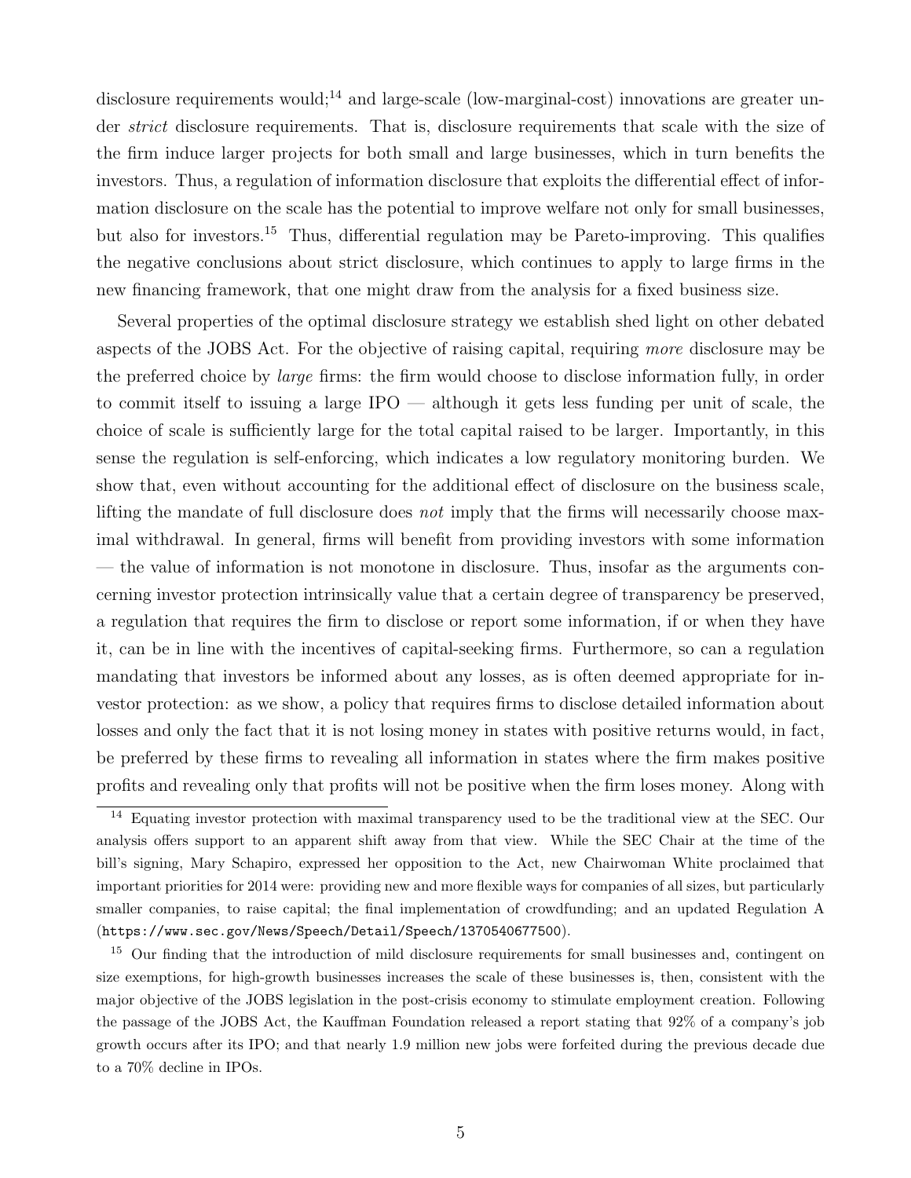disclosure requirements would;[14] and large-scale (low-marginal-cost) innovations are greater under *strict* disclosure requirements. That is, disclosure requirements that scale with the size of the firm induce larger projects for both small and large businesses, which in turn benefits the investors. Thus, a regulation of information disclosure that exploits the differential effect of information disclosure on the scale has the potential to improve welfare not only for small businesses, but also for investors.[15] Thus, differential regulation may be Pareto-improving. This qualifies the negative conclusions about strict disclosure, which continues to apply to large firms in the new financing framework, that one might draw from the analysis for a fixed business size.

Several properties of the optimal disclosure strategy we establish shed light on other debated aspects of the JOBS Act. For the objective of raising capital, requiring *more* disclosure may be the preferred choice by *large* firms: the firm would choose to disclose information fully, in order to commit itself to issuing a large IPO — although it gets less funding per unit of scale, the choice of scale is sufficiently large for the total capital raised to be larger. Importantly, in this sense the regulation is self-enforcing, which indicates a low regulatory monitoring burden. We show that, even without accounting for the additional effect of disclosure on the business scale, lifting the mandate of full disclosure does *not* imply that the firms will necessarily choose maximal withdrawal. In general, firms will benefit from providing investors with some information — the value of information is not monotone in disclosure. Thus, insofar as the arguments concerning investor protection intrinsically value that a certain degree of transparency be preserved, a regulation that requires the firm to disclose or report some information, if or when they have it, can be in line with the incentives of capital-seeking firms. Furthermore, so can a regulation mandating that investors be informed about any losses, as is often deemed appropriate for investor protection: as we show, a policy that requires firms to disclose detailed information about losses and only the fact that it is not losing money in states with positive returns would, in fact, be preferred by these firms to revealing all information in states where the firm makes positive profits and revealing only that profits will not be positive when the firm loses money. Along with

[14] Equating investor protection with maximal transparency used to be the traditional view at the SEC. Our analysis offers support to an apparent shift away from that view. While the SEC Chair at the time of the bill's signing, Mary Schapiro, expressed her opposition to the Act, new Chairwoman White proclaimed that important priorities for 2014 were: providing new and more flexible ways for companies of all sizes, but particularly smaller companies, to raise capital; the final implementation of crowdfunding; and an updated Regulation A (`https://www.sec.gov/News/Speech/Detail/Speech/1370540677500`).

[15] Our finding that the introduction of mild disclosure requirements for small businesses and, contingent on size exemptions, for high-growth businesses increases the scale of these businesses is, then, consistent with the major objective of the JOBS legislation in the post-crisis economy to stimulate employment creation. Following the passage of the JOBS Act, the Kauffman Foundation released a report stating that 92% of a company's job growth occurs after its IPO; and that nearly 1.9 million new jobs were forfeited during the previous decade due to a 70% decline in IPOs.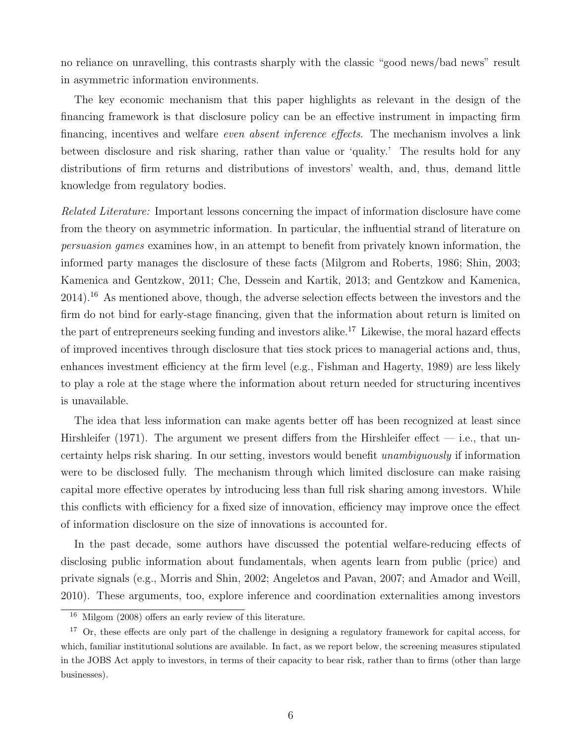no reliance on unravelling, this contrasts sharply with the classic "good news/bad news" result in asymmetric information environments.

The key economic mechanism that this paper highlights as relevant in the design of the financing framework is that disclosure policy can be an effective instrument in impacting firm financing, incentives and welfare *even absent inference effects*. The mechanism involves a link between disclosure and risk sharing, rather than value or 'quality.' The results hold for any distributions of firm returns and distributions of investors' wealth, and, thus, demand little knowledge from regulatory bodies.

*Related Literature:* Important lessons concerning the impact of information disclosure have come from the theory on asymmetric information. In particular, the influential strand of literature on *persuasion games* examines how, in an attempt to benefit from privately known information, the informed party manages the disclosure of these facts (Milgrom and Roberts, 1986; Shin, 2003; Kamenica and Gentzkow, 2011; Che, Dessein and Kartik, 2013; and Gentzkow and Kamenica, 2014).[16] As mentioned above, though, the adverse selection effects between the investors and the firm do not bind for early-stage financing, given that the information about return is limited on the part of entrepreneurs seeking funding and investors alike.[17] Likewise, the moral hazard effects of improved incentives through disclosure that ties stock prices to managerial actions and, thus, enhances investment efficiency at the firm level (e.g., Fishman and Hagerty, 1989) are less likely to play a role at the stage where the information about return needed for structuring incentives is unavailable.

The idea that less information can make agents better off has been recognized at least since Hirshleifer (1971). The argument we present differs from the Hirshleifer effect — i.e., that uncertainty helps risk sharing. In our setting, investors would benefit *unambiguously* if information were to be disclosed fully. The mechanism through which limited disclosure can make raising capital more effective operates by introducing less than full risk sharing among investors. While this conflicts with efficiency for a fixed size of innovation, efficiency may improve once the effect of information disclosure on the size of innovations is accounted for.

In the past decade, some authors have discussed the potential welfare-reducing effects of disclosing public information about fundamentals, when agents learn from public (price) and private signals (e.g., Morris and Shin, 2002; Angeletos and Pavan, 2007; and Amador and Weill, 2010). These arguments, too, explore inference and coordination externalities among investors

---

[16] Milgom (2008) offers an early review of this literature.

[17] Or, these effects are only part of the challenge in designing a regulatory framework for capital access, for which, familiar institutional solutions are available. In fact, as we report below, the screening measures stipulated in the JOBS Act apply to investors, in terms of their capacity to bear risk, rather than to firms (other than large businesses).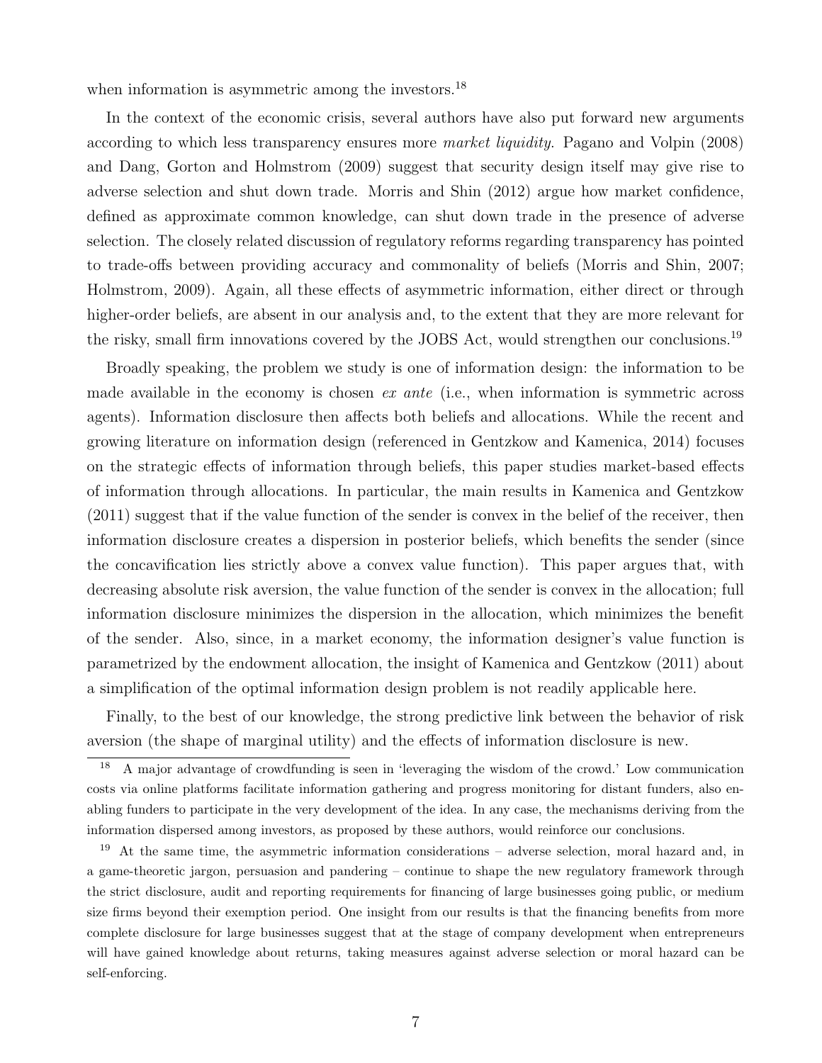when information is asymmetric among the investors.[18]

In the context of the economic crisis, several authors have also put forward new arguments according to which less transparency ensures more *market liquidity*. Pagano and Volpin (2008) and Dang, Gorton and Holmstrom (2009) suggest that security design itself may give rise to adverse selection and shut down trade. Morris and Shin (2012) argue how market confidence, defined as approximate common knowledge, can shut down trade in the presence of adverse selection. The closely related discussion of regulatory reforms regarding transparency has pointed to trade-offs between providing accuracy and commonality of beliefs (Morris and Shin, 2007; Holmstrom, 2009). Again, all these effects of asymmetric information, either direct or through higher-order beliefs, are absent in our analysis and, to the extent that they are more relevant for the risky, small firm innovations covered by the JOBS Act, would strengthen our conclusions.[19]

Broadly speaking, the problem we study is one of information design: the information to be made available in the economy is chosen *ex ante* (i.e., when information is symmetric across agents). Information disclosure then affects both beliefs and allocations. While the recent and growing literature on information design (referenced in Gentzkow and Kamenica, 2014) focuses on the strategic effects of information through beliefs, this paper studies market-based effects of information through allocations. In particular, the main results in Kamenica and Gentzkow (2011) suggest that if the value function of the sender is convex in the belief of the receiver, then information disclosure creates a dispersion in posterior beliefs, which benefits the sender (since the concavification lies strictly above a convex value function). This paper argues that, with decreasing absolute risk aversion, the value function of the sender is convex in the allocation; full information disclosure minimizes the dispersion in the allocation, which minimizes the benefit of the sender. Also, since, in a market economy, the information designer's value function is parametrized by the endowment allocation, the insight of Kamenica and Gentzkow (2011) about a simplification of the optimal information design problem is not readily applicable here.

Finally, to the best of our knowledge, the strong predictive link between the behavior of risk aversion (the shape of marginal utility) and the effects of information disclosure is new.

[18] A major advantage of crowdfunding is seen in 'leveraging the wisdom of the crowd.' Low communication costs via online platforms facilitate information gathering and progress monitoring for distant funders, also enabling funders to participate in the very development of the idea. In any case, the mechanisms deriving from the information dispersed among investors, as proposed by these authors, would reinforce our conclusions.

[19] At the same time, the asymmetric information considerations – adverse selection, moral hazard and, in a game-theoretic jargon, persuasion and pandering – continue to shape the new regulatory framework through the strict disclosure, audit and reporting requirements for financing of large businesses going public, or medium size firms beyond their exemption period. One insight from our results is that the financing benefits from more complete disclosure for large businesses suggest that at the stage of company development when entrepreneurs will have gained knowledge about returns, taking measures against adverse selection or moral hazard can be self-enforcing.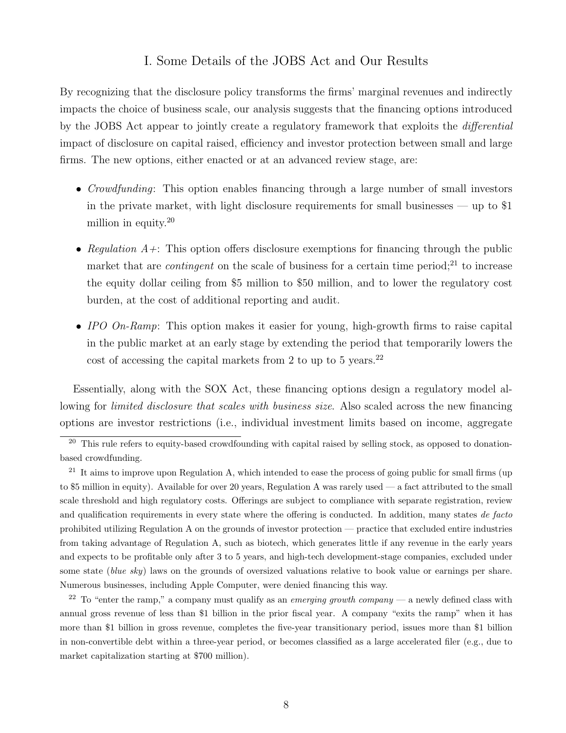## I. Some Details of the JOBS Act and Our Results

By recognizing that the disclosure policy transforms the firms' marginal revenues and indirectly impacts the choice of business scale, our analysis suggests that the financing options introduced by the JOBS Act appear to jointly create a regulatory framework that exploits the *differential* impact of disclosure on capital raised, efficiency and investor protection between small and large firms. The new options, either enacted or at an advanced review stage, are:

- *Crowdfunding*: This option enables financing through a large number of small investors in the private market, with light disclosure requirements for small businesses — up to $1 million in equity.[20]

- *Regulation A+*: This option offers disclosure exemptions for financing through the public market that are *contingent* on the scale of business for a certain time period;[21] to increase the equity dollar ceiling from $5 million to $50 million, and to lower the regulatory cost burden, at the cost of additional reporting and audit.

- *IPO On-Ramp*: This option makes it easier for young, high-growth firms to raise capital in the public market at an early stage by extending the period that temporarily lowers the cost of accessing the capital markets from 2 to up to 5 years.[22]

Essentially, along with the SOX Act, these financing options design a regulatory model allowing for *limited disclosure that scales with business size*. Also scaled across the new financing options are investor restrictions (i.e., individual investment limits based on income, aggregate

---

[20] This rule refers to equity-based crowdfounding with capital raised by selling stock, as opposed to donation-based crowdfunding.

[21] It aims to improve upon Regulation A, which intended to ease the process of going public for small firms (up to $5 million in equity). Available for over 20 years, Regulation A was rarely used — a fact attributed to the small scale threshold and high regulatory costs. Offerings are subject to compliance with separate registration, review and qualification requirements in every state where the offering is conducted. In addition, many states *de facto* prohibited utilizing Regulation A on the grounds of investor protection — practice that excluded entire industries from taking advantage of Regulation A, such as biotech, which generates little if any revenue in the early years and expects to be profitable only after 3 to 5 years, and high-tech development-stage companies, excluded under some state (*blue sky*) laws on the grounds of oversized valuations relative to book value or earnings per share. Numerous businesses, including Apple Computer, were denied financing this way.

[22] To "enter the ramp," a company must qualify as an *emerging growth company* — a newly defined class with annual gross revenue of less than $1 billion in the prior fiscal year. A company "exits the ramp" when it has more than $1 billion in gross revenue, completes the five-year transitional period, issues more than $1 billion in non-convertible debt within a three-year period, or becomes classified as a large accelerated filer (e.g., due to market capitalization starting at $700 million).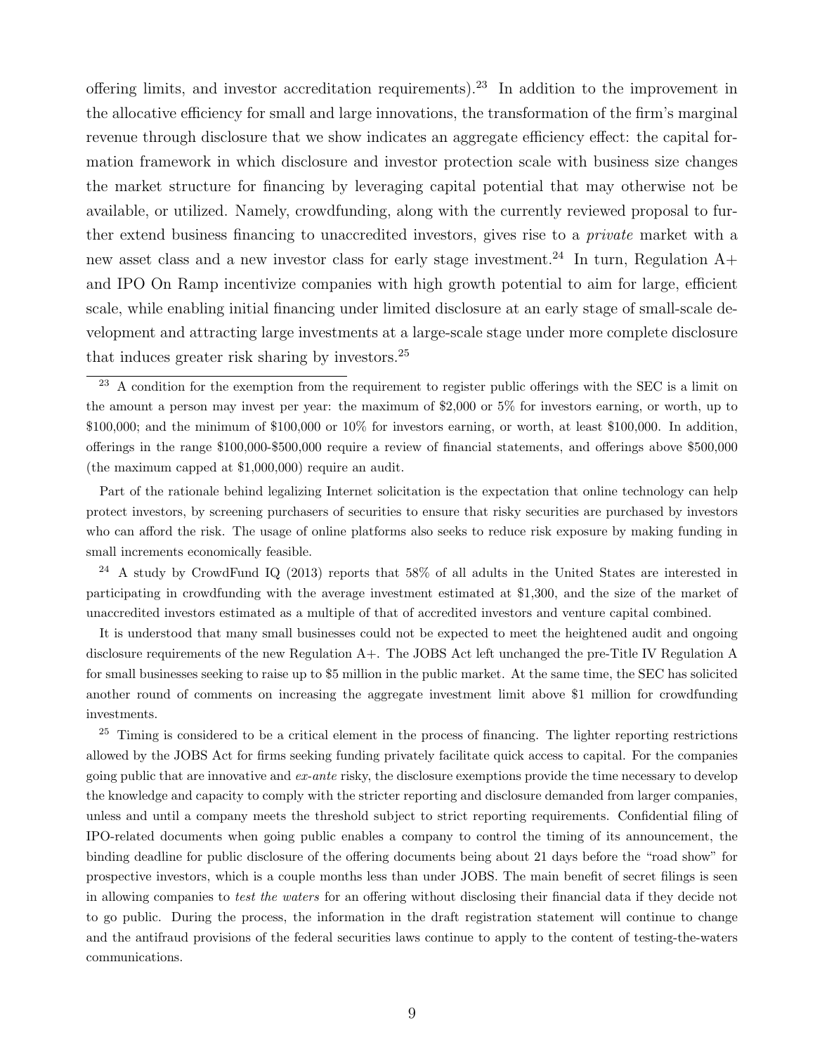offering limits, and investor accreditation requirements).[23] In addition to the improvement in the allocative efficiency for small and large innovations, the transformation of the firm's marginal revenue through disclosure that we show indicates an aggregate efficiency effect: the capital formation framework in which disclosure and investor protection scale with business size changes the market structure for financing by leveraging capital potential that may otherwise not be available, or utilized. Namely, crowdfunding, along with the currently reviewed proposal to further extend business financing to unaccredited investors, gives rise to a *private* market with a new asset class and a new investor class for early stage investment.[24] In turn, Regulation A+ and IPO On Ramp incentivize companies with high growth potential to aim for large, efficient scale, while enabling initial financing under limited disclosure at an early stage of small-scale development and attracting large investments at a large-scale stage under more complete disclosure that induces greater risk sharing by investors.[25]

[23] A condition for the exemption from the requirement to register public offerings with the SEC is a limit on the amount a person may invest per year: the maximum of $2,000 or 5% for investors earning, or worth, up to $100,000; and the minimum of $100,000 or 10% for investors earning, or worth, at least $100,000. In addition, offerings in the range $100,000-$500,000 require a review of financial statements, and offerings above $500,000 (the maximum capped at $1,000,000) require an audit.

Part of the rationale behind legalizing Internet solicitation is the expectation that online technology can help protect investors, by screening purchasers of securities to ensure that risky securities are purchased by investors who can afford the risk. The usage of online platforms also seeks to reduce risk exposure by making funding in small increments economically feasible.

[24] A study by CrowdFund IQ (2013) reports that 58% of all adults in the United States are interested in participating in crowdfunding with the average investment estimated at $1,300, and the size of the market of unaccredited investors estimated as a multiple of that of accredited investors and venture capital combined.

It is understood that many small businesses could not be expected to meet the heightened audit and ongoing disclosure requirements of the new Regulation A+. The JOBS Act left unchanged the pre-Title IV Regulation A for small businesses seeking to raise up to $5 million in the public market. At the same time, the SEC has solicited another round of comments on increasing the aggregate investment limit above $1 million for crowdfunding investments.

[25] Timing is considered to be a critical element in the process of financing. The lighter reporting restrictions allowed by the JOBS Act for firms seeking funding privately facilitate quick access to capital. For the companies going public that are innovative and *ex-ante* risky, the disclosure exemptions provide the time necessary to develop the knowledge and capacity to comply with the stricter reporting and disclosure demanded from larger companies, unless and until a company meets the threshold subject to strict reporting requirements. Confidential filing of IPO-related documents when going public enables a company to control the timing of its announcement, the binding deadline for public disclosure of the offering documents being about 21 days before the "road show" for prospective investors, which is a couple months less than under JOBS. The main benefit of secret filings is seen in allowing companies to *test the waters* for an offering without disclosing their financial data if they decide not to go public. During the process, the information in the draft registration statement will continue to change and the antifraud provisions of the federal securities laws continue to apply to the content of testing-the-waters communications.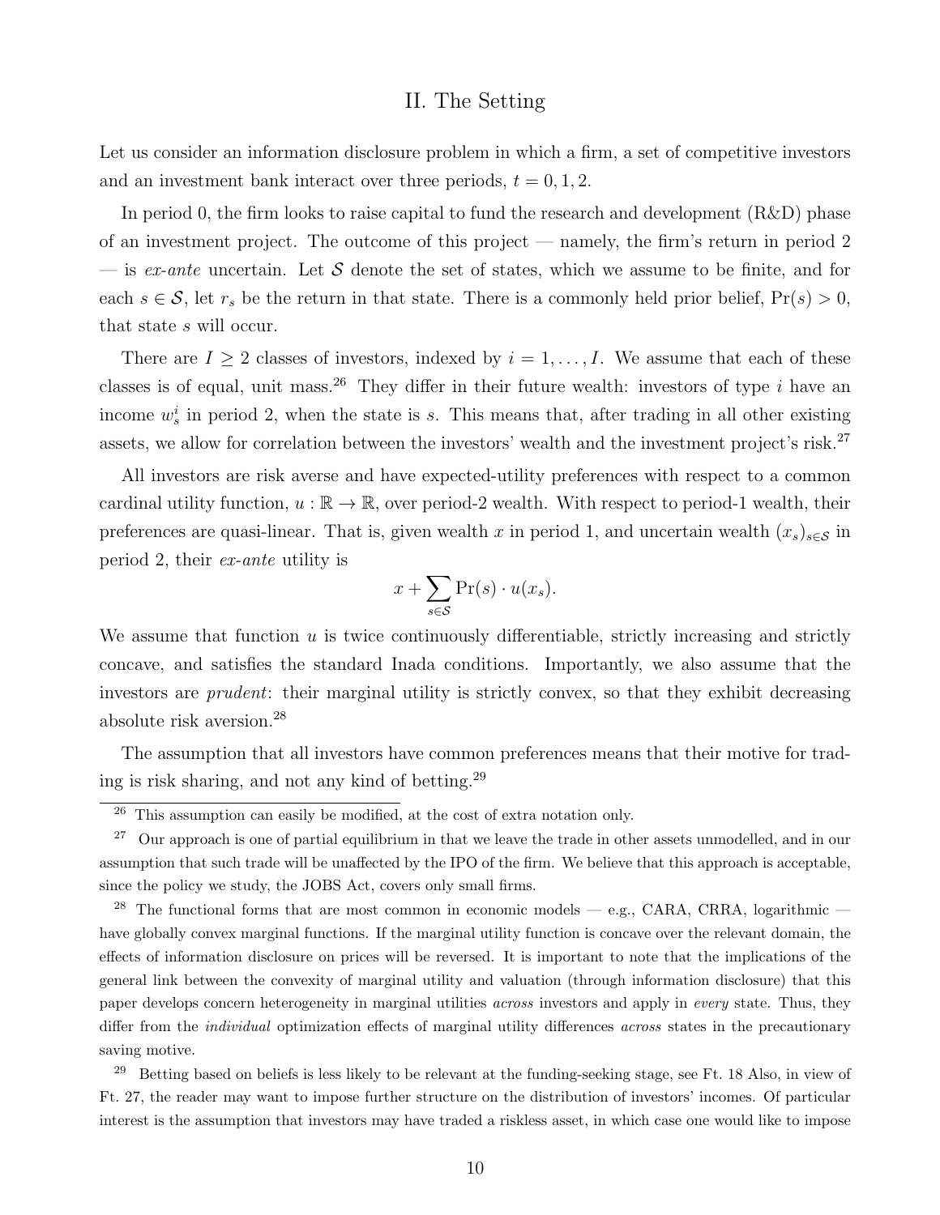## II. The Setting

Let us consider an information disclosure problem in which a firm, a set of competitive investors and an investment bank interact over three periods, $t = 0, 1, 2$.

In period 0, the firm looks to raise capital to fund the research and development (R&D) phase of an investment project. The outcome of this project — namely, the firm's return in period 2 — is *ex-ante* uncertain. Let $\mathcal{S}$ denote the set of states, which we assume to be finite, and for each $s \in \mathcal{S}$, let $r_s$ be the return in that state. There is a commonly held prior belief, $\Pr(s) > 0$, that state $s$ will occur.

There are $I \geq 2$ classes of investors, indexed by $i = 1, \ldots, I$. We assume that each of these classes is of equal, unit mass.[26] They differ in their future wealth: investors of type $i$ have an income $w_s^i$ in period 2, when the state is $s$. This means that, after trading in all other existing assets, we allow for correlation between the investors' wealth and the investment project's risk.[27]

All investors are risk averse and have expected-utility preferences with respect to a common cardinal utility function, $u : \mathbb{R} \to \mathbb{R}$, over period-2 wealth. With respect to period-1 wealth, their preferences are quasi-linear. That is, given wealth $x$ in period 1, and uncertain wealth $(x_s)_{s \in \mathcal{S}}$ in period 2, their *ex-ante* utility is

$$x + \sum_{s \in \mathcal{S}} \Pr(s) \cdot u(x_s).$$

We assume that function $u$ is twice continuously differentiable, strictly increasing and strictly concave, and satisfies the standard Inada conditions. Importantly, we also assume that the investors are *prudent*: their marginal utility is strictly convex, so that they exhibit decreasing absolute risk aversion.[28]

The assumption that all investors have common preferences means that their motive for trading is risk sharing, and not any kind of betting.[29]

---

[26] This assumption can easily be modified, at the cost of extra notation only.

[27] Our approach is one of partial equilibrium in that we leave the trade in other assets unmodelled, and in our assumption that such trade will be unaffected by the IPO of the firm. We believe that this approach is acceptable, since the policy we study, the JOBS Act, covers only small firms.

[28] The functional forms that are most common in economic models — e.g., CARA, CRRA, logarithmic — have globally convex marginal functions. If the marginal utility function is concave over the relevant domain, the effects of information disclosure on prices will be reversed. It is important to note that the implications of the general link between the convexity of marginal utility and valuation (through information disclosure) that this paper develops concern heterogeneity in marginal utilities *across* investors and apply in *every* state. Thus, they differ from the *individual* optimization effects of marginal utility differences *across* states in the precautionary saving motive.

[29] Betting based on beliefs is less likely to be relevant at the funding-seeking stage, see Ft. 18 Also, in view of Ft. 27, the reader may want to impose further structure on the distribution of investors' incomes. Of particular interest is the assumption that investors may have traded a riskless asset, in which case one would like to impose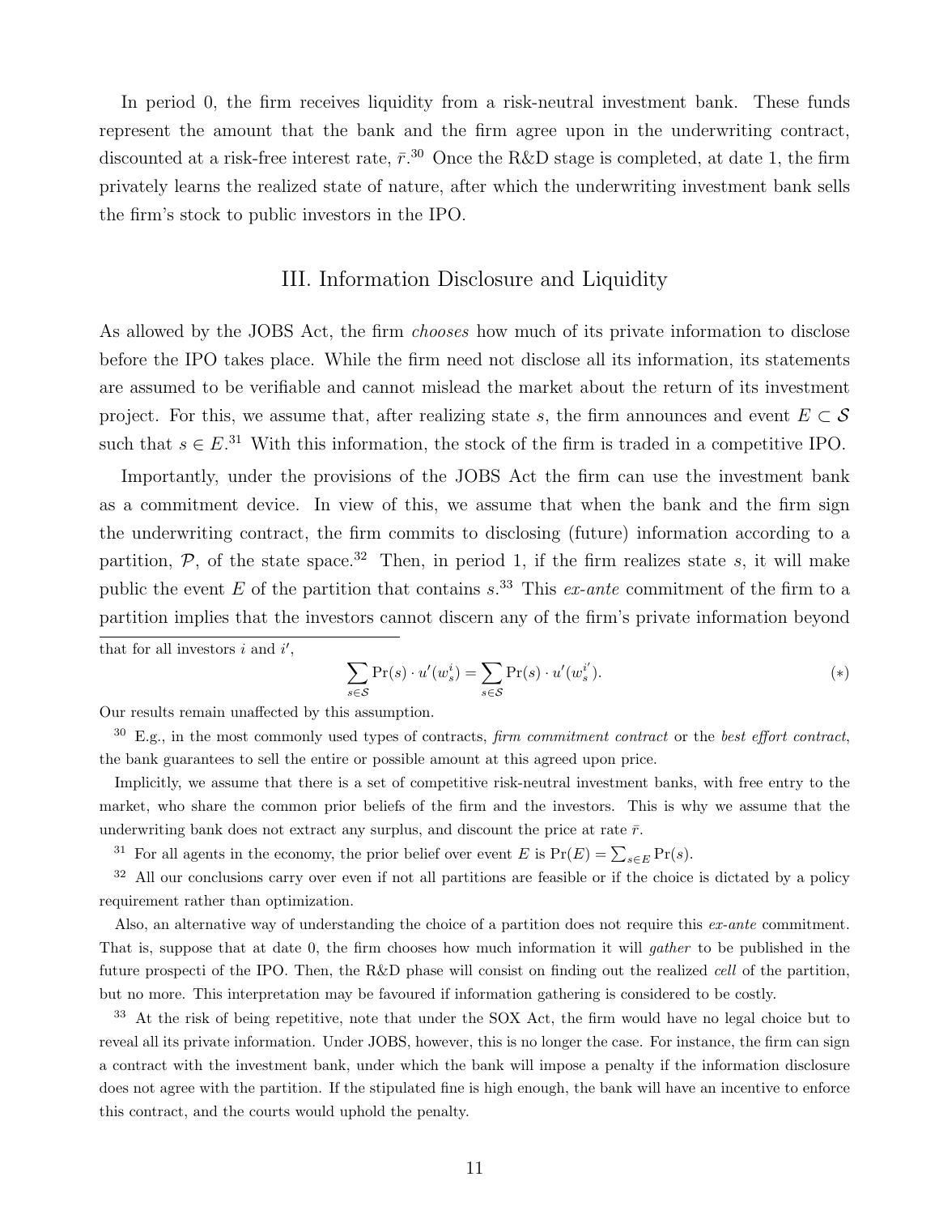In period 0, the firm receives liquidity from a risk-neutral investment bank. These funds represent the amount that the bank and the firm agree upon in the underwriting contract, discounted at a risk-free interest rate, $\bar{r}$.[30] Once the R&D stage is completed, at date 1, the firm privately learns the realized state of nature, after which the underwriting investment bank sells the firm's stock to public investors in the IPO.

## III. Information Disclosure and Liquidity

As allowed by the JOBS Act, the firm *chooses* how much of its private information to disclose before the IPO takes place. While the firm need not disclose all its information, its statements are assumed to be verifiable and cannot mislead the market about the return of its investment project. For this, we assume that, after realizing state $s$, the firm announces and event $E \subset \mathcal{S}$ such that $s \in E$.[31] With this information, the stock of the firm is traded in a competitive IPO.

Importantly, under the provisions of the JOBS Act the firm can use the investment bank as a commitment device. In view of this, we assume that when the bank and the firm sign the underwriting contract, the firm commits to disclosing (future) information according to a partition, $\mathcal{P}$, of the state space.[32] Then, in period 1, if the firm realizes state $s$, it will make public the event $E$ of the partition that contains $s$.[33] This *ex-ante* commitment of the firm to a partition implies that the investors cannot discern any of the firm's private information beyond

---

that for all investors $i$ and $i'$,

$$\sum_{s \in \mathcal{S}} \Pr(s) \cdot u'(w_s^i) = \sum_{s \in \mathcal{S}} \Pr(s) \cdot u'(w_s^{i'}). \qquad (*)$$

Our results remain unaffected by this assumption.

[30] E.g., in the most commonly used types of contracts, *firm commitment contract* or the *best effort contract*, the bank guarantees to sell the entire or possible amount at this agreed upon price.

Implicitly, we assume that there is a set of competitive risk-neutral investment banks, with free entry to the market, who share the common prior beliefs of the firm and the investors. This is why we assume that the underwriting bank does not extract any surplus, and discount the price at rate $\bar{r}$.

[31] For all agents in the economy, the prior belief over event $E$ is $\Pr(E) = \sum_{s \in E} \Pr(s)$.

[32] All our conclusions carry over even if not all partitions are feasible or if the choice is dictated by a policy requirement rather than optimization.

Also, an alternative way of understanding the choice of a partition does not require this *ex-ante* commitment. That is, suppose that at date 0, the firm chooses how much information it will *gather* to be published in the future prospecti of the IPO. Then, the R&D phase will consist on finding out the realized *cell* of the partition, but no more. This interpretation may be favoured if information gathering is considered to be costly.

[33] At the risk of being repetitive, note that under the SOX Act, the firm would have no legal choice but to reveal all its private information. Under JOBS, however, this is no longer the case. For instance, the firm can sign a contract with the investment bank, under which the bank will impose a penalty if the information disclosure does not agree with the partition. If the stipulated fine is high enough, the bank will have an incentive to enforce this contract, and the courts would uphold the penalty.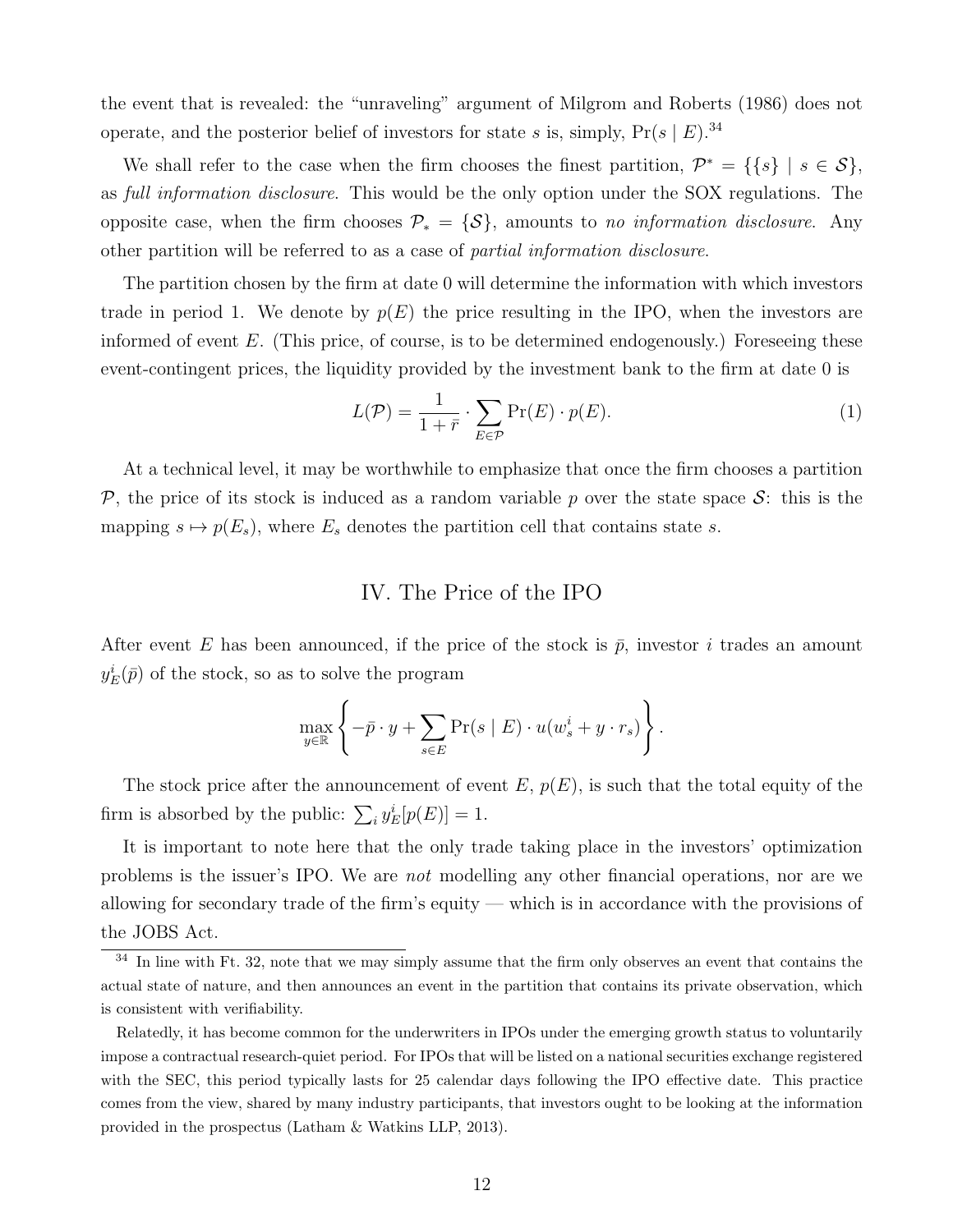the event that is revealed: the "unraveling" argument of Milgrom and Roberts (1986) does not operate, and the posterior belief of investors for state $s$ is, simply, $\Pr(s \mid E)$.[34]

We shall refer to the case when the firm chooses the finest partition, $\mathcal{P}^* = \{\{s\} \mid s \in \mathcal{S}\}$, as *full information disclosure*. This would be the only option under the SOX regulations. The opposite case, when the firm chooses $\mathcal{P}_* = \{\mathcal{S}\}$, amounts to *no information disclosure*. Any other partition will be referred to as a case of *partial information disclosure*.

The partition chosen by the firm at date 0 will determine the information with which investors trade in period 1. We denote by $p(E)$ the price resulting in the IPO, when the investors are informed of event $E$. (This price, of course, is to be determined endogenously.) Foreseeing these event-contingent prices, the liquidity provided by the investment bank to the firm at date 0 is

$$L(\mathcal{P}) = \frac{1}{1+\bar{r}} \cdot \sum_{E \in \mathcal{P}} \Pr(E) \cdot p(E). \tag{1}$$

At a technical level, it may be worthwhile to emphasize that once the firm chooses a partition $\mathcal{P}$, the price of its stock is induced as a random variable $p$ over the state space $\mathcal{S}$: this is the mapping $s \mapsto p(E_s)$, where $E_s$ denotes the partition cell that contains state $s$.

## IV. The Price of the IPO

After event $E$ has been announced, if the price of the stock is $\bar{p}$, investor $i$ trades an amount $y^i_E(\bar{p})$ of the stock, so as to solve the program

$$\max_{y \in \mathbb{R}} \left\{ -\bar{p} \cdot y + \sum_{s \in E} \Pr(s \mid E) \cdot u(w^i_s + y \cdot r_s) \right\}.$$

The stock price after the announcement of event $E$, $p(E)$, is such that the total equity of the firm is absorbed by the public: $\sum_i y^i_E[p(E)] = 1$.

It is important to note here that the only trade taking place in the investors' optimization problems is the issuer's IPO. We are *not* modelling any other financial operations, nor are we allowing for secondary trade of the firm's equity — which is in accordance with the provisions of the JOBS Act.

---

[34] In line with Ft. 32, note that we may simply assume that the firm only observes an event that contains the actual state of nature, and then announces an event in the partition that contains its private observation, which is consistent with verifiability.

Relatedly, it has become common for the underwriters in IPOs under the emerging growth status to voluntarily impose a contractual research-quiet period. For IPOs that will be listed on a national securities exchange registered with the SEC, this period typically lasts for 25 calendar days following the IPO effective date. This practice comes from the view, shared by many industry participants, that investors ought to be looking at the information provided in the prospectus (Latham & Watkins LLP, 2013).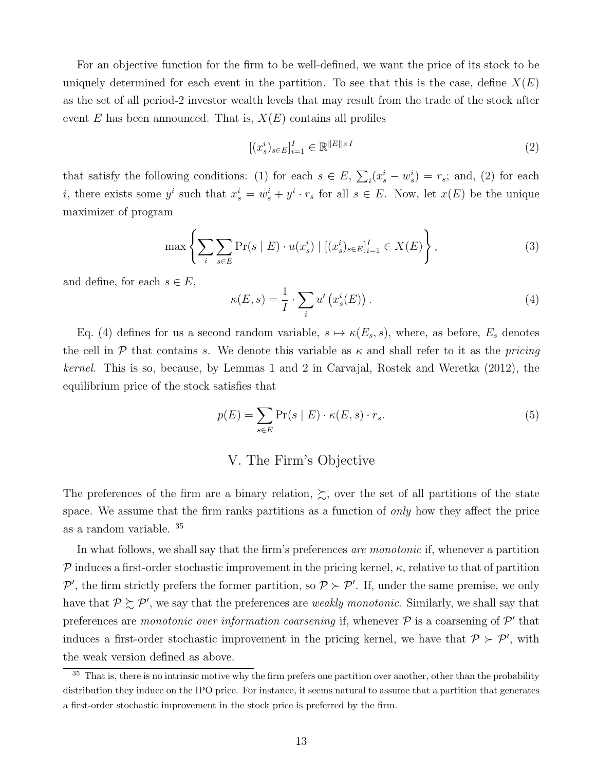For an objective function for the firm to be well-defined, we want the price of its stock to be uniquely determined for each event in the partition. To see that this is the case, define $X(E)$ as the set of all period-2 investor wealth levels that may result from the trade of the stock after event $E$ has been announced. That is, $X(E)$ contains all profiles

$$[(x^i_s)_{s\in E}]^I_{i=1} \in \mathbb{R}^{\|E\|\times I} \tag{2}$$

that satisfy the following conditions: (1) for each $s \in E$, $\sum_i (x^i_s - w^i_s) = r_s$; and, (2) for each $i$, there exists some $y^i$ such that $x^i_s = w^i_s + y^i \cdot r_s$ for all $s \in E$. Now, let $x(E)$ be the unique maximizer of program

$$\max \left\{ \sum_i \sum_{s\in E} \Pr(s \mid E) \cdot u(x^i_s) \mid [(x^i_s)_{s\in E}]^I_{i=1} \in X(E) \right\}, \tag{3}$$

and define, for each $s \in E$,

$$\kappa(E, s) = \frac{1}{I} \cdot \sum_i u'\left(x^i_s(E)\right). \tag{4}$$

Eq. (4) defines for us a second random variable, $s \mapsto \kappa(E_s, s)$, where, as before, $E_s$ denotes the cell in $\mathcal{P}$ that contains $s$. We denote this variable as $\kappa$ and shall refer to it as the *pricing kernel*. This is so, because, by Lemmas 1 and 2 in Carvajal, Rostek and Weretka (2012), the equilibrium price of the stock satisfies that

$$p(E) = \sum_{s\in E} \Pr(s \mid E) \cdot \kappa(E, s) \cdot r_s. \tag{5}$$

## V. The Firm's Objective

The preferences of the firm are a binary relation, $\succsim$, over the set of all partitions of the state space. We assume that the firm ranks partitions as a function of *only* how they affect the price as a random variable. [35]

In what follows, we shall say that the firm's preferences *are monotonic* if, whenever a partition $\mathcal{P}$ induces a first-order stochastic improvement in the pricing kernel, $\kappa$, relative to that of partition $\mathcal{P}'$, the firm strictly prefers the former partition, so $\mathcal{P} \succ \mathcal{P}'$. If, under the same premise, we only have that $\mathcal{P} \succsim \mathcal{P}'$, we say that the preferences are *weakly monotonic*. Similarly, we shall say that preferences are *monotonic over information coarsening* if, whenever $\mathcal{P}$ is a coarsening of $\mathcal{P}'$ that induces a first-order stochastic improvement in the pricing kernel, we have that $\mathcal{P} \succ \mathcal{P}'$, with the weak version defined as above.

[35] That is, there is no intrinsic motive why the firm prefers one partition over another, other than the probability distribution they induce on the IPO price. For instance, it seems natural to assume that a partition that generates a first-order stochastic improvement in the stock price is preferred by the firm.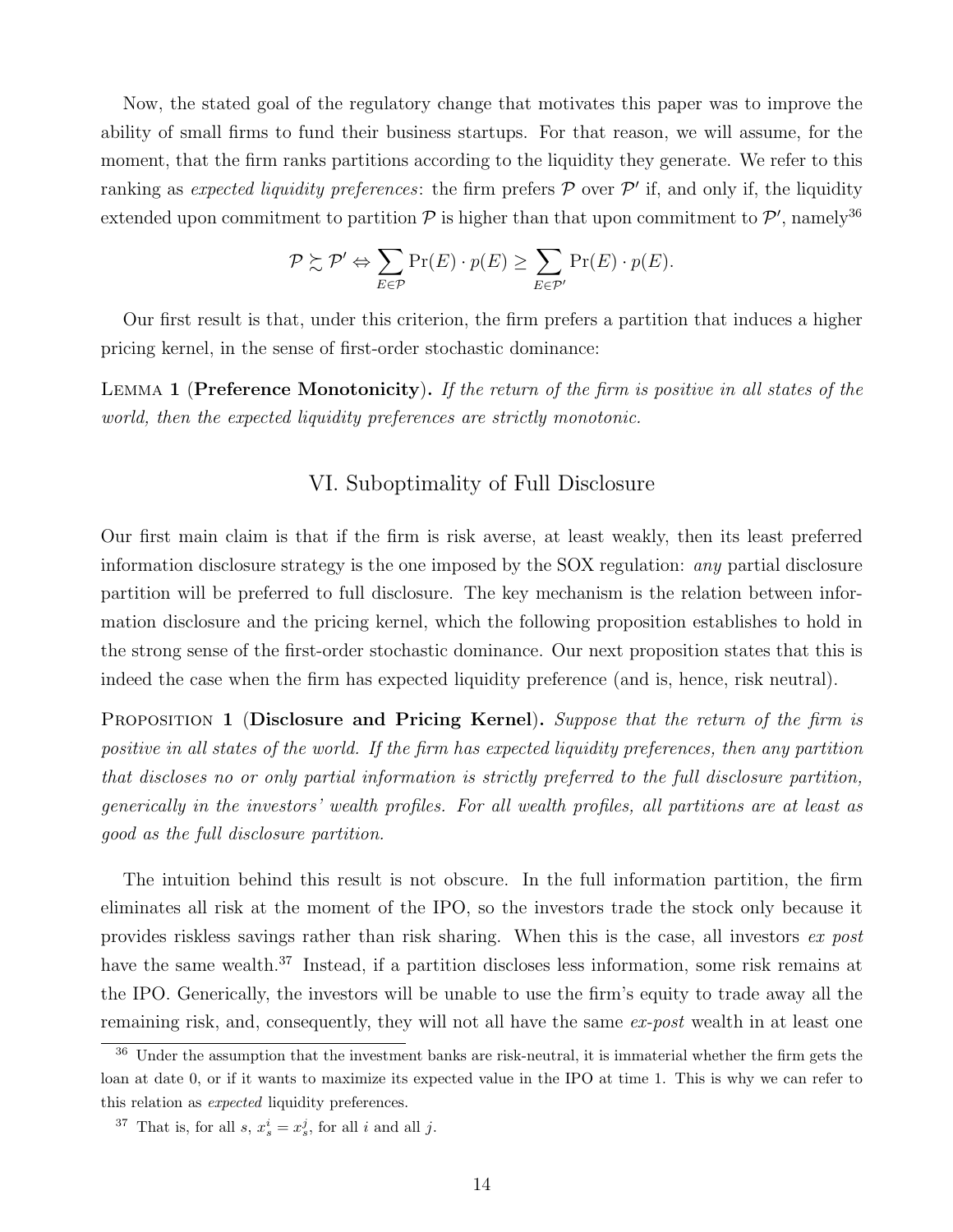Now, the stated goal of the regulatory change that motivates this paper was to improve the ability of small firms to fund their business startups. For that reason, we will assume, for the moment, that the firm ranks partitions according to the liquidity they generate. We refer to this ranking as *expected liquidity preferences*: the firm prefers $\mathcal{P}$ over $\mathcal{P}'$ if, and only if, the liquidity extended upon commitment to partition $\mathcal{P}$ is higher than that upon commitment to $\mathcal{P}'$, namely[36]

$$\mathcal{P} \succsim \mathcal{P}' \Leftrightarrow \sum_{E \in \mathcal{P}} \Pr(E) \cdot p(E) \geq \sum_{E \in \mathcal{P}'} \Pr(E) \cdot p(E).$$

Our first result is that, under this criterion, the firm prefers a partition that induces a higher pricing kernel, in the sense of first-order stochastic dominance:

LEMMA 1 (**Preference Monotonicity**). *If the return of the firm is positive in all states of the world, then the expected liquidity preferences are strictly monotonic.*

## VI. Suboptimality of Full Disclosure

Our first main claim is that if the firm is risk averse, at least weakly, then its least preferred information disclosure strategy is the one imposed by the SOX regulation: *any* partial disclosure partition will be preferred to full disclosure. The key mechanism is the relation between information disclosure and the pricing kernel, which the following proposition establishes to hold in the strong sense of the first-order stochastic dominance. Our next proposition states that this is indeed the case when the firm has expected liquidity preference (and is, hence, risk neutral).

PROPOSITION 1 (**Disclosure and Pricing Kernel**). *Suppose that the return of the firm is positive in all states of the world. If the firm has expected liquidity preferences, then any partition that discloses no or only partial information is strictly preferred to the full disclosure partition, generically in the investors' wealth profiles. For all wealth profiles, all partitions are at least as good as the full disclosure partition.*

The intuition behind this result is not obscure. In the full information partition, the firm eliminates all risk at the moment of the IPO, so the investors trade the stock only because it provides riskless savings rather than risk sharing. When this is the case, all investors *ex post* have the same wealth.[37] Instead, if a partition discloses less information, some risk remains at the IPO. Generically,[38] the investors will be unable to use the firm's equity to trade away all the remaining risk, and, consequently, they will not all have the same *ex-post* wealth in at least one

[36] Under the assumption that the investment banks are risk-neutral, it is immaterial whether the firm gets the loan at date 0, or if it wants to maximize its expected value in the IPO at time 1. This is why we can refer to this relation as *expected* liquidity preferences.

[37] That is, for all $s$, $x_s^i = x_s^j$, for all $i$ and all $j$.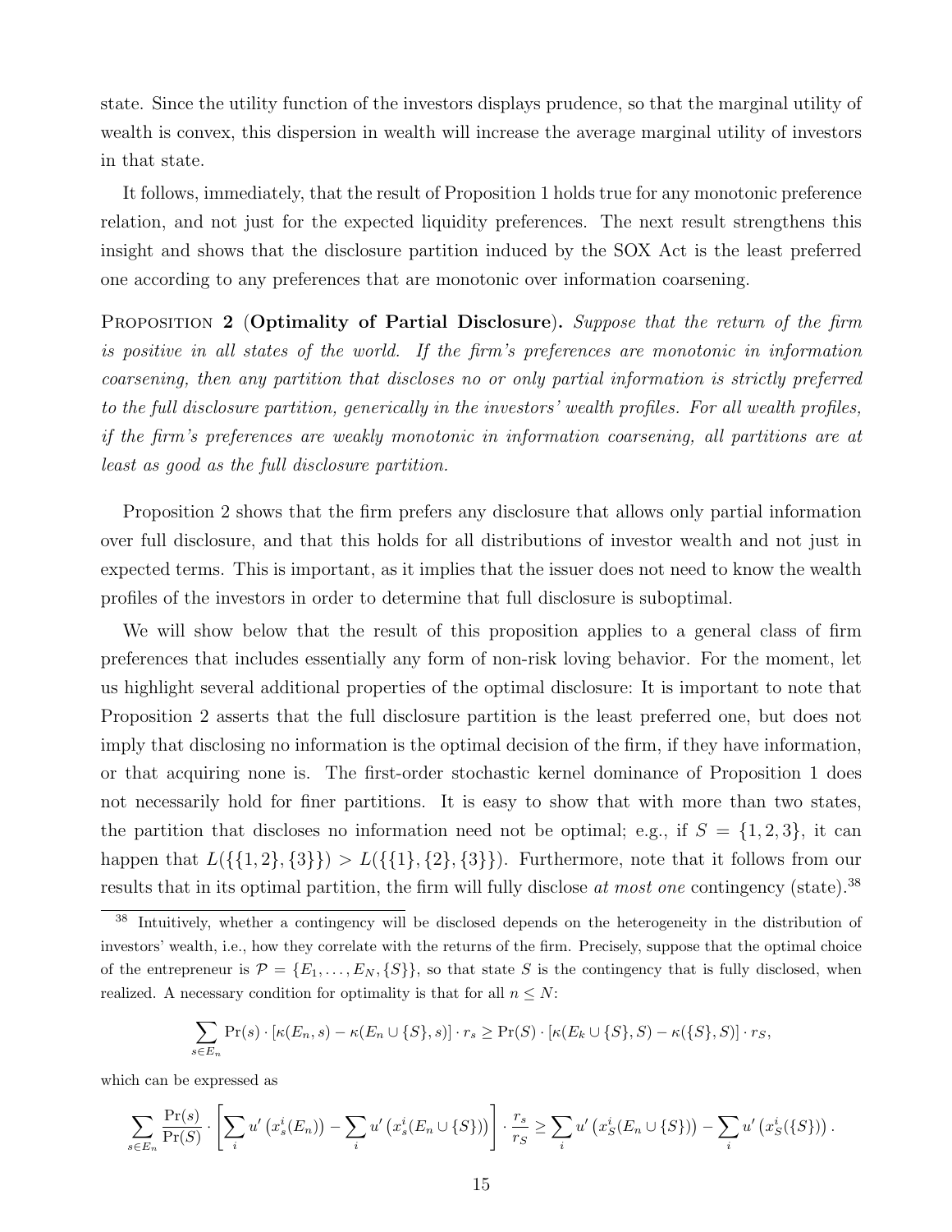state. Since the utility function of the investors displays prudence, so that the marginal utility of wealth is convex, this dispersion in wealth will increase the average marginal utility of investors in that state.

It follows, immediately, that the result of Proposition 1 holds true for any monotonic preference relation, and not just for the expected liquidity preferences. The next result strengthens this insight and shows that the disclosure partition induced by the SOX Act is the least preferred one according to any preferences that are monotonic over information coarsening.

Proposition 2 (**Optimality of Partial Disclosure**). *Suppose that the return of the firm is positive in all states of the world. If the firm's preferences are monotonic in information coarsening, then any partition that discloses no or only partial information is strictly preferred to the full disclosure partition, generically in the investors' wealth profiles. For all wealth profiles, if the firm's preferences are weakly monotonic in information coarsening, all partitions are at least as good as the full disclosure partition.*

Proposition 2 shows that the firm prefers any disclosure that allows only partial information over full disclosure, and that this holds for all distributions of investor wealth and not just in expected terms. This is important, as it implies that the issuer does not need to know the wealth profiles of the investors in order to determine that full disclosure is suboptimal.

We will show below that the result of this proposition applies to a general class of firm preferences that includes essentially any form of non-risk loving behavior. For the moment, let us highlight several additional properties of the optimal disclosure: It is important to note that Proposition 2 asserts that the full disclosure partition is the least preferred one, but does not imply that disclosing no information is the optimal decision of the firm, if they have information, or that acquiring none is. The first-order stochastic kernel dominance of Proposition 1 does not necessarily hold for finer partitions. It is easy to show that with more than two states, the partition that discloses no information need not be optimal; e.g., if $S = \{1, 2, 3\}$, it can happen that $L(\{\{1, 2\}, \{3\}\}) > L(\{\{1\}, \{2\}, \{3\}\})$. Furthermore, note that it follows from our results that in its optimal partition, the firm will fully disclose *at most one* contingency (state).[38]

[38] Intuitively, whether a contingency will be disclosed depends on the heterogeneity in the distribution of investors' wealth, i.e., how they correlate with the returns of the firm. Precisely, suppose that the optimal choice of the entrepreneur is $\mathcal{P} = \{E_1, \ldots, E_N, \{S\}\}$, so that state $S$ is the contingency that is fully disclosed, when realized. A necessary condition for optimality is that for all $n \leq N$:

$$\sum_{s \in E_n} \Pr(s) \cdot [\kappa(E_n, s) - \kappa(E_n \cup \{S\}, s)] \cdot r_s \geq \Pr(S) \cdot [\kappa(E_k \cup \{S\}, S) - \kappa(\{S\}, S)] \cdot r_S,$$

which can be expressed as

$$\sum_{s \in E_n} \frac{\Pr(s)}{\Pr(S)} \cdot \left[ \sum_i u'\left(x_s^i(E_n)\right) - \sum_i u'\left(x_s^i(E_n \cup \{S\})\right) \right] \cdot \frac{r_s}{r_S} \geq \sum_i u'\left(x_S^i(E_n \cup \{S\})\right) - \sum_i u'\left(x_S^i(\{S\})\right).$$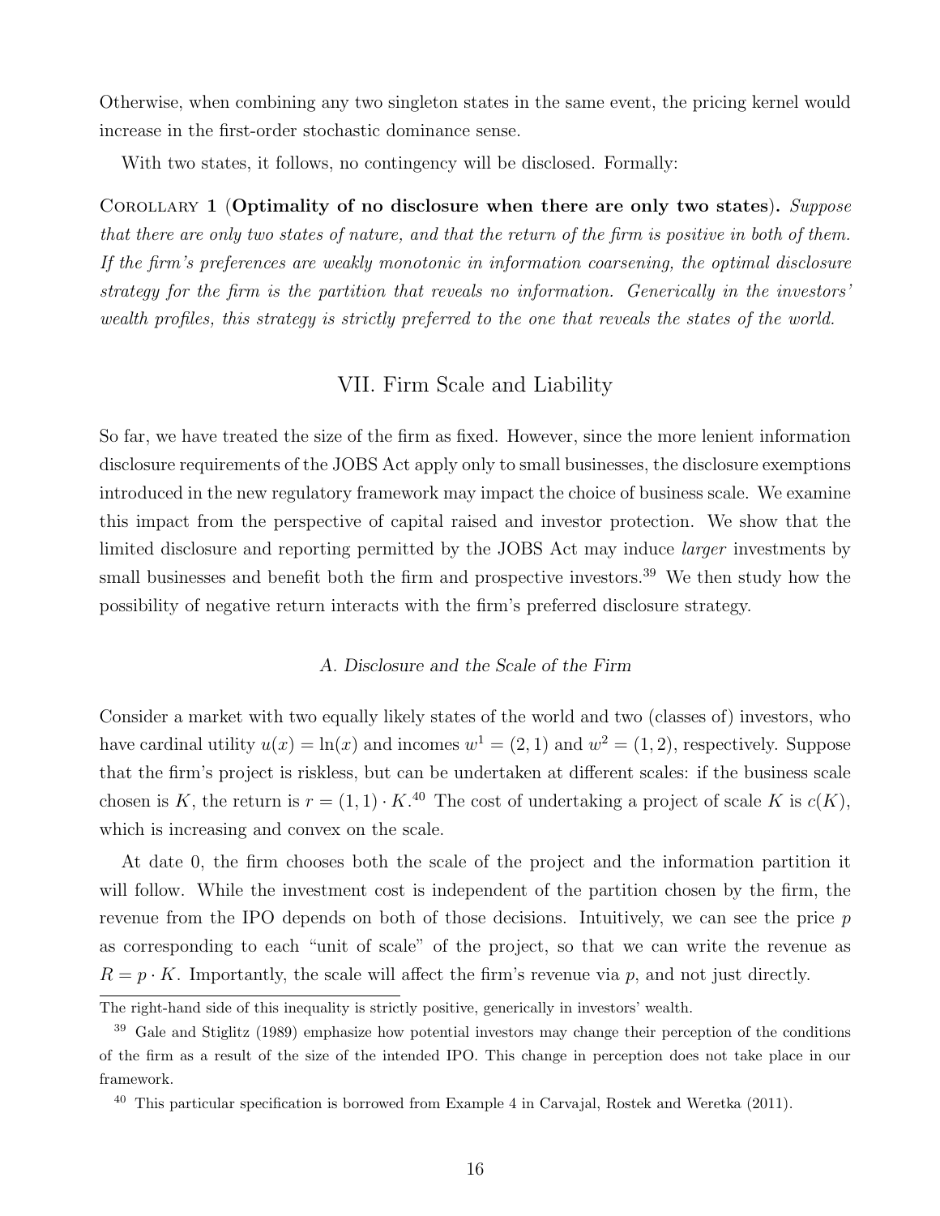Otherwise, when combining any two singleton states in the same event, the pricing kernel would increase in the first-order stochastic dominance sense.

With two states, it follows, no contingency will be disclosed. Formally:

COROLLARY 1 (**Optimality of no disclosure when there are only two states**). *Suppose that there are only two states of nature, and that the return of the firm is positive in both of them. If the firm's preferences are weakly monotonic in information coarsening, the optimal disclosure strategy for the firm is the partition that reveals no information. Generically in the investors' wealth profiles, this strategy is strictly preferred to the one that reveals the states of the world.*

## VII. Firm Scale and Liability

So far, we have treated the size of the firm as fixed. However, since the more lenient information disclosure requirements of the JOBS Act apply only to small businesses, the disclosure exemptions introduced in the new regulatory framework may impact the choice of business scale. We examine this impact from the perspective of capital raised and investor protection. We show that the limited disclosure and reporting permitted by the JOBS Act may induce *larger* investments by small businesses and benefit both the firm and prospective investors.[39] We then study how the possibility of negative return interacts with the firm's preferred disclosure strategy.

### A. Disclosure and the Scale of the Firm

Consider a market with two equally likely states of the world and two (classes of) investors, who have cardinal utility $u(x) = \ln(x)$ and incomes $w^1 = (2, 1)$ and $w^2 = (1, 2)$, respectively. Suppose that the firm's project is riskless, but can be undertaken at different scales: if the business scale chosen is $K$, the return is $r = (1, 1) \cdot K$.[40] The cost of undertaking a project of scale $K$ is $c(K)$, which is increasing and convex on the scale.

At date 0, the firm chooses both the scale of the project and the information partition it will follow. While the investment cost is independent of the partition chosen by the firm, the revenue from the IPO depends on both of those decisions. Intuitively, we can see the price $p$ as corresponding to each "unit of scale" of the project, so that we can write the revenue as $R = p \cdot K$. Importantly, the scale will affect the firm's revenue via $p$, and not just directly.

The right-hand side of this inequality is strictly positive, generically in investors' wealth.

[39] Gale and Stiglitz (1989) emphasize how potential investors may change their perception of the conditions of the firm as a result of the size of the intended IPO. This change in perception does not take place in our framework.

[40] This particular specification is borrowed from Example 4 in Carvajal, Rostek and Weretka (2011).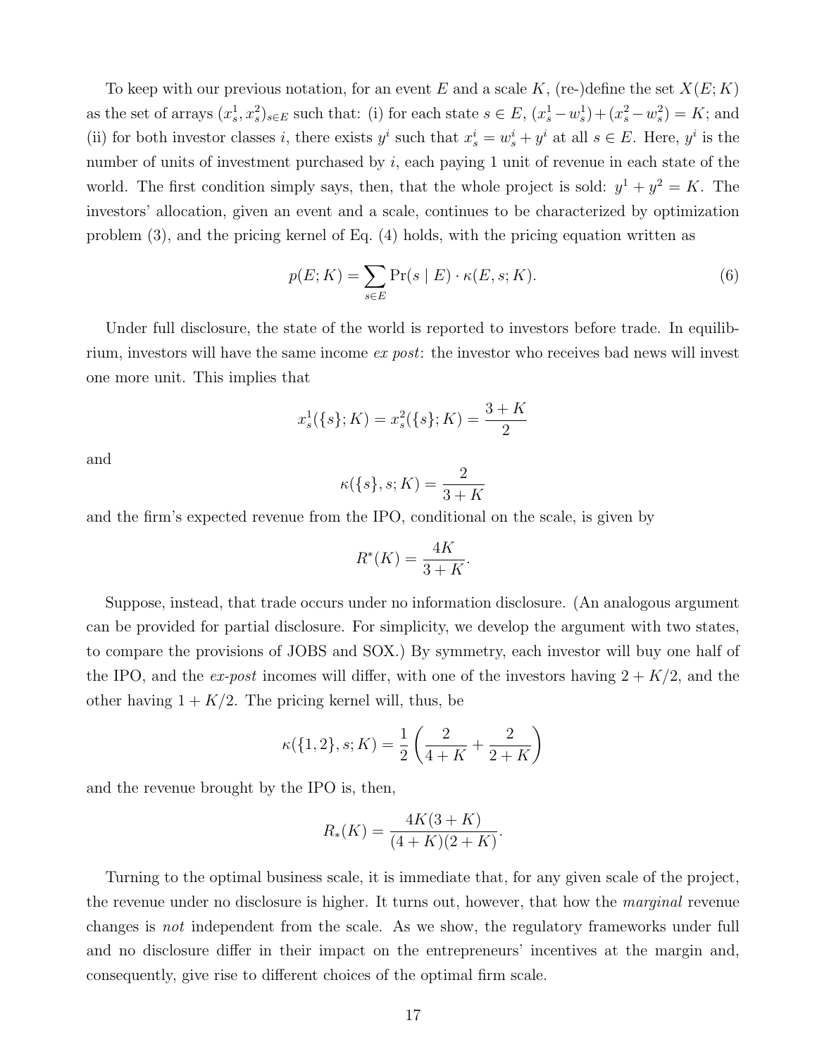To keep with our previous notation, for an event $E$ and a scale $K$, (re-)define the set $X(E;K)$ as the set of arrays $(x_s^1, x_s^2)_{s\in E}$ such that: (i) for each state $s \in E$, $(x_s^1 - w_s^1) + (x_s^2 - w_s^2) = K$; and (ii) for both investor classes $i$, there exists $y^i$ such that $x_s^i = w_s^i + y^i$ at all $s \in E$. Here, $y^i$ is the number of units of investment purchased by $i$, each paying 1 unit of revenue in each state of the world. The first condition simply says, then, that the whole project is sold: $y^1 + y^2 = K$. The investors' allocation, given an event and a scale, continues to be characterized by optimization problem (3), and the pricing kernel of Eq. (4) holds, with the pricing equation written as

$$p(E;K) = \sum_{s\in E} \Pr(s \mid E) \cdot \kappa(E, s; K). \tag{6}$$

Under full disclosure, the state of the world is reported to investors before trade. In equilibrium, investors will have the same income *ex post*: the investor who receives bad news will invest one more unit. This implies that

$$x_s^1(\{s\};K) = x_s^2(\{s\};K) = \frac{3+K}{2}$$

and

$$\kappa(\{s\}, s; K) = \frac{2}{3+K}$$

and the firm's expected revenue from the IPO, conditional on the scale, is given by

$$R^*(K) = \frac{4K}{3+K}.$$

Suppose, instead, that trade occurs under no information disclosure. (An analogous argument can be provided for partial disclosure. For simplicity, we develop the argument with two states, to compare the provisions of JOBS and SOX.) By symmetry, each investor will buy one half of the IPO, and the *ex-post* incomes will differ, with one of the investors having $2 + K/2$, and the other having $1 + K/2$. The pricing kernel will, thus, be

$$\kappa(\{1,2\}, s; K) = \frac{1}{2}\left(\frac{2}{4+K} + \frac{2}{2+K}\right)$$

and the revenue brought by the IPO is, then,

$$R_*(K) = \frac{4K(3+K)}{(4+K)(2+K)}.$$

Turning to the optimal business scale, it is immediate that, for any given scale of the project, the revenue under no disclosure is higher. It turns out, however, that how the *marginal* revenue changes is *not* independent from the scale. As we show, the regulatory frameworks under full and no disclosure differ in their impact on the entrepreneurs' incentives at the margin and, consequently, give rise to different choices of the optimal firm scale.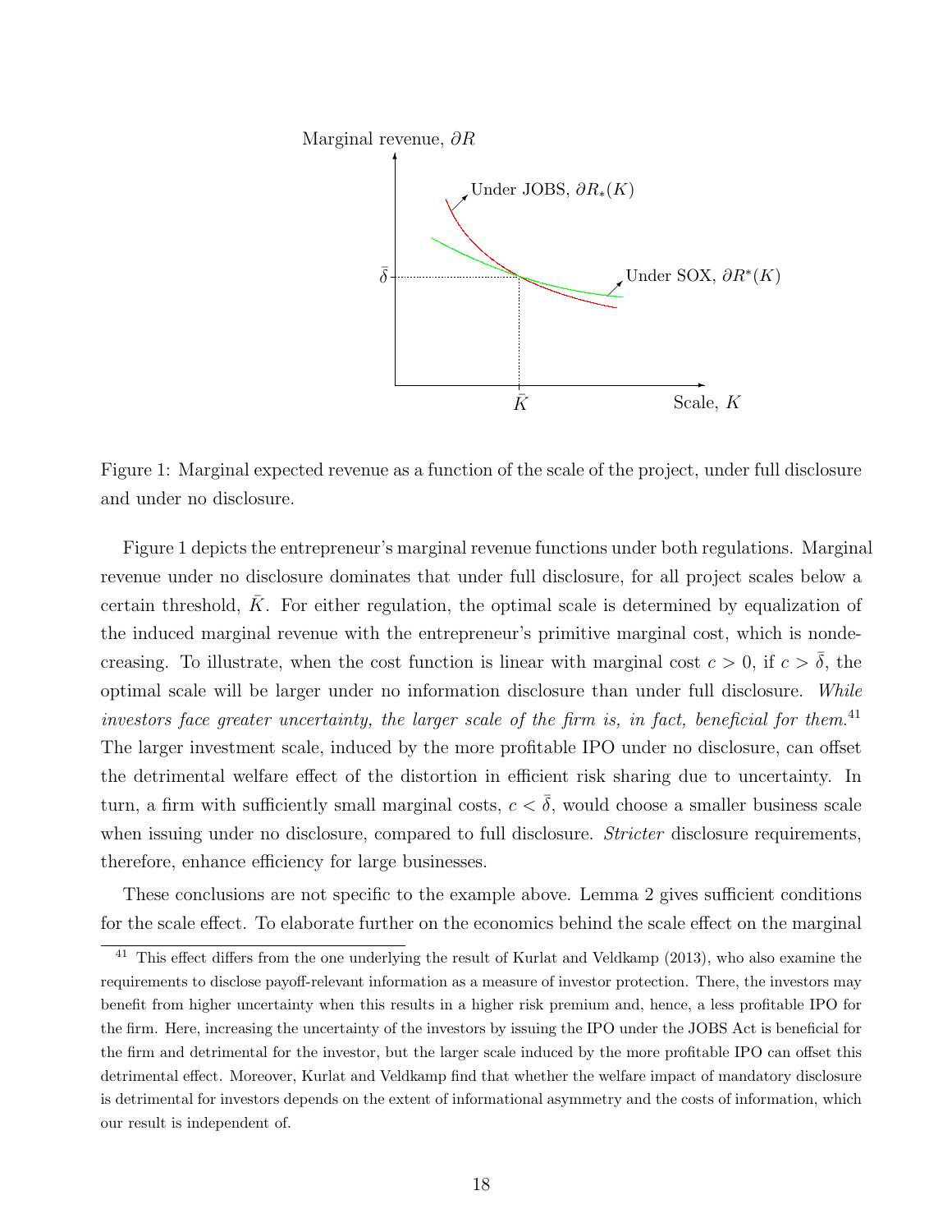Figure 1: Marginal expected revenue as a function of the scale of the project, under full disclosure and under no disclosure.

Figure 1 depicts the entrepreneur's marginal revenue functions under both regulations. Marginal revenue under no disclosure dominates that under full disclosure, for all project scales below a certain threshold, $\bar{K}$. For either regulation, the optimal scale is determined by equalization of the induced marginal revenue with the entrepreneur's primitive marginal cost, which is nondecreasing. To illustrate, when the cost function is linear with marginal cost $c > 0$, if $c > \bar{\delta}$, the optimal scale will be larger under no information disclosure than under full disclosure. *While investors face greater uncertainty, the larger scale of the firm is, in fact, beneficial for them.*[41] The larger investment scale, induced by the more profitable IPO under no disclosure, can offset the detrimental welfare effect of the distortion in efficient risk sharing due to uncertainty. In turn, a firm with sufficiently small marginal costs, $c < \bar{\delta}$, would choose a smaller business scale when issuing under no disclosure, compared to full disclosure. *Stricter* disclosure requirements, therefore, enhance efficiency for large businesses.

These conclusions are not specific to the example above. Lemma 2 gives sufficient conditions for the scale effect. To elaborate further on the economics behind the scale effect on the marginal

---

[41] This effect differs from the one underlying the result of Kurlat and Veldkamp (2013), who also examine the requirements to disclose payoff-relevant information as a measure of investor protection. There, the investors may benefit from higher uncertainty when this results in a higher risk premium and, hence, a less profitable IPO for the firm. Here, increasing the uncertainty of the investors by issuing the IPO under the JOBS Act is beneficial for the firm and detrimental for the investor, but the larger scale induced by the more profitable IPO can offset this detrimental effect. Moreover, Kurlat and Veldkamp find that whether the welfare impact of mandatory disclosure is detrimental for investors depends on the extent of informational asymmetry and the costs of information, which our result is independent of.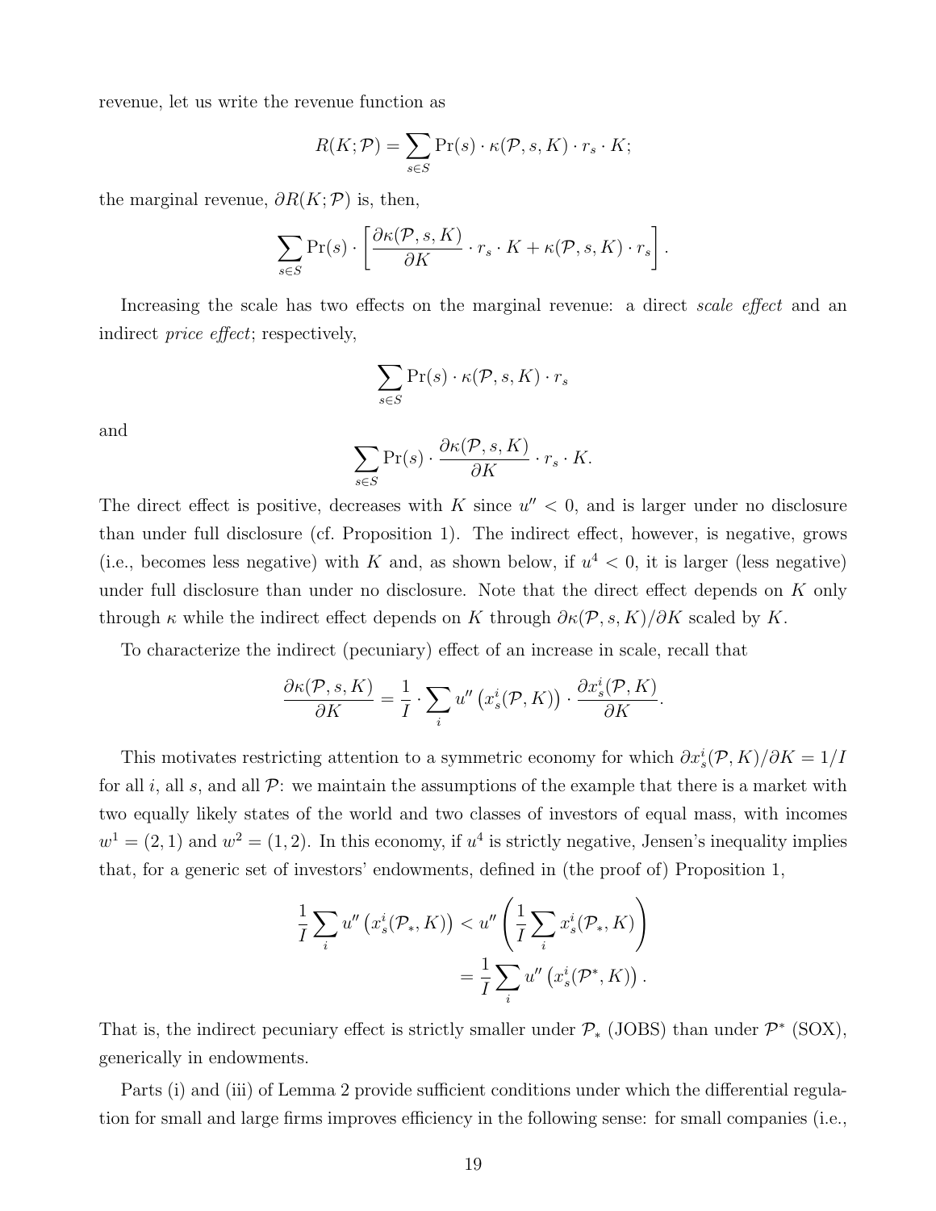revenue, let us write the revenue function as

$$R(K;\mathcal{P}) = \sum_{s\in S} \Pr(s)\cdot \kappa(\mathcal{P},s,K)\cdot r_s \cdot K;$$

the marginal revenue, $\partial R(K;\mathcal{P})$ is, then,

$$\sum_{s\in S} \Pr(s)\cdot \left[\frac{\partial \kappa(\mathcal{P},s,K)}{\partial K}\cdot r_s \cdot K + \kappa(\mathcal{P},s,K)\cdot r_s\right].$$

Increasing the scale has two effects on the marginal revenue: a direct *scale effect* and an indirect *price effect*; respectively,

$$\sum_{s\in S} \Pr(s)\cdot \kappa(\mathcal{P},s,K)\cdot r_s$$

and

$$\sum_{s\in S} \Pr(s)\cdot \frac{\partial \kappa(\mathcal{P},s,K)}{\partial K}\cdot r_s \cdot K.$$

The direct effect is positive, decreases with $K$ since $u'' < 0$, and is larger under no disclosure than under full disclosure (cf. Proposition 1). The indirect effect, however, is negative, grows (i.e., becomes less negative) with $K$ and, as shown below, if $u^4 < 0$, it is larger (less negative) under full disclosure than under no disclosure. Note that the direct effect depends on $K$ only through $\kappa$ while the indirect effect depends on $K$ through $\partial\kappa(\mathcal{P},s,K)/\partial K$ scaled by $K$.

To characterize the indirect (pecuniary) effect of an increase in scale, recall that

$$\frac{\partial \kappa(\mathcal{P},s,K)}{\partial K} = \frac{1}{I}\cdot \sum_i u''\left(x_s^i(\mathcal{P},K)\right)\cdot \frac{\partial x_s^i(\mathcal{P},K)}{\partial K}.$$

This motivates restricting attention to a symmetric economy for which $\partial x_s^i(\mathcal{P},K)/\partial K = 1/I$ for all $i$, all $s$, and all $\mathcal{P}$: we maintain the assumptions of the example that there is a market with two equally likely states of the world and two classes of investors of equal mass, with incomes $w^1 = (2,1)$ and $w^2 = (1,2)$. In this economy, if $u^4$ is strictly negative, Jensen's inequality implies that, for a generic set of investors' endowments, defined in (the proof of) Proposition 1,

$$\begin{aligned}\frac{1}{I}\sum_i u''\left(x_s^i(\mathcal{P}_*,K)\right) &< u''\left(\frac{1}{I}\sum_i x_s^i(\mathcal{P}_*,K)\right)\\ &= \frac{1}{I}\sum_i u''\left(x_s^i(\mathcal{P}^*,K)\right).\end{aligned}$$

That is, the indirect pecuniary effect is strictly smaller under $\mathcal{P}_*$ (JOBS) than under $\mathcal{P}^*$ (SOX), generically in endowments.

Parts (i) and (iii) of Lemma 2 provide sufficient conditions under which the differential regulation for small and large firms improves efficiency in the following sense: for small companies (i.e.,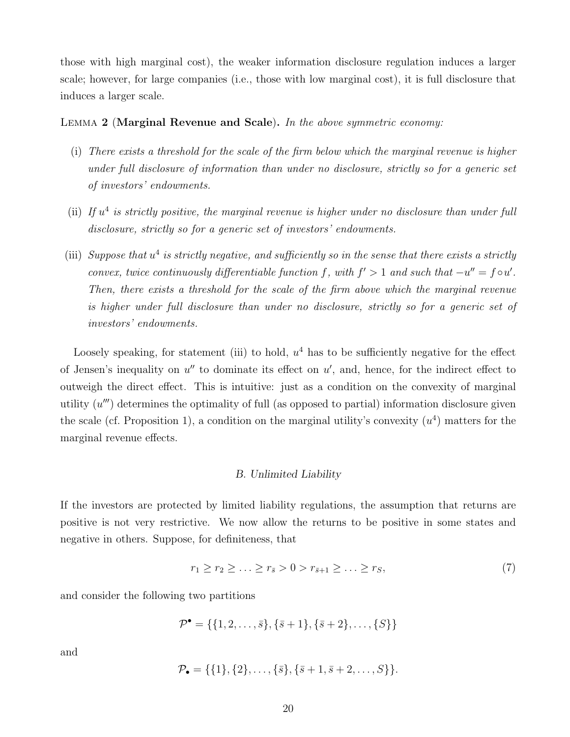those with high marginal cost), the weaker information disclosure regulation induces a larger scale; however, for large companies (i.e., those with low marginal cost), it is full disclosure that induces a larger scale.

LEMMA **2** (**Marginal Revenue and Scale**). *In the above symmetric economy:*

(i) *There exists a threshold for the scale of the firm below which the marginal revenue is higher under full disclosure of information than under no disclosure, strictly so for a generic set of investors' endowments.*

(ii) *If $u^4$ is strictly positive, the marginal revenue is higher under no disclosure than under full disclosure, strictly so for a generic set of investors' endowments.*

(iii) *Suppose that $u^4$ is strictly negative, and sufficiently so in the sense that there exists a strictly convex, twice continuously differentiable function $f$, with $f' > 1$ and such that $-u'' = f \circ u'$. Then, there exists a threshold for the scale of the firm above which the marginal revenue is higher under full disclosure than under no disclosure, strictly so for a generic set of investors' endowments.*

Loosely speaking, for statement (iii) to hold, $u^4$ has to be sufficiently negative for the effect of Jensen's inequality on $u''$ to dominate its effect on $u'$, and, hence, for the indirect effect to outweigh the direct effect. This is intuitive: just as a condition on the convexity of marginal utility ($u'''$) determines the optimality of full (as opposed to partial) information disclosure given the scale (cf. Proposition 1), a condition on the marginal utility's convexity ($u^4$) matters for the marginal revenue effects.

### *B. Unlimited Liability*

If the investors are protected by limited liability regulations, the assumption that returns are positive is not very restrictive. We now allow the returns to be positive in some states and negative in others. Suppose, for definiteness, that

$$r_1 \geq r_2 \geq \ldots \geq r_{\bar{s}} > 0 > r_{\bar{s}+1} \geq \ldots \geq r_S, \tag{7}$$

and consider the following two partitions

$$\mathcal{P}^{\bullet} = \{\{1, 2, \ldots, \bar{s}\}, \{\bar{s}+1\}, \{\bar{s}+2\}, \ldots, \{S\}\}$$

and

$$\mathcal{P}_{\bullet} = \{\{1\}, \{2\}, \ldots, \{\bar{s}\}, \{\bar{s}+1, \bar{s}+2, \ldots, S\}\}.$$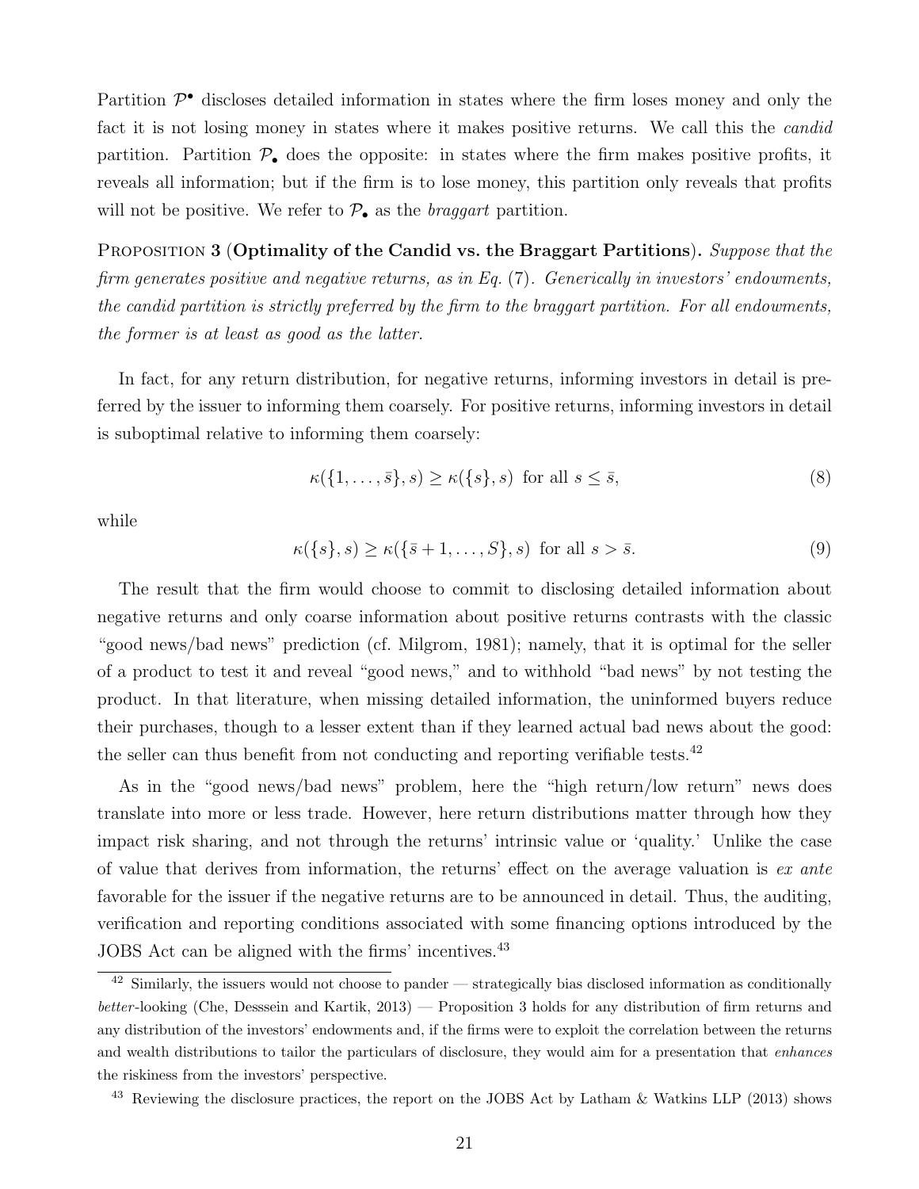Partition $\mathcal{P}^\bullet$ discloses detailed information in states where the firm loses money and only the fact it is not losing money in states where it makes positive returns. We call this the *candid* partition. Partition $\mathcal{P}_\bullet$ does the opposite: in states where the firm makes positive profits, it reveals all information; but if the firm is to lose money, this partition only reveals that profits will not be positive. We refer to $\mathcal{P}_\bullet$ as the *braggart* partition.

Proposition 3 (**Optimality of the Candid vs. the Braggart Partitions**). *Suppose that the firm generates positive and negative returns, as in Eq. (7). Generically in investors' endowments, the candid partition is strictly preferred by the firm to the braggart partition. For all endowments, the former is at least as good as the latter.*

In fact, for any return distribution, for negative returns, informing investors in detail is preferred by the issuer to informing them coarsely. For positive returns, informing investors in detail is suboptimal relative to informing them coarsely:

$$\kappa(\{1, \ldots, \bar{s}\}, s) \geq \kappa(\{s\}, s) \text{ for all } s \leq \bar{s}, \tag{8}$$

while

$$\kappa(\{s\}, s) \geq \kappa(\{\bar{s}+1, \ldots, S\}, s) \text{ for all } s > \bar{s}. \tag{9}$$

The result that the firm would choose to commit to disclosing detailed information about negative returns and only coarse information about positive returns contrasts with the classic "good news/bad news" prediction (cf. Milgrom, 1981); namely, that it is optimal for the seller of a product to test it and reveal "good news," and to withhold "bad news" by not testing the product. In that literature, when missing detailed information, the uninformed buyers reduce their purchases, though to a lesser extent than if they learned actual bad news about the good: the seller can thus benefit from not conducting and reporting verifiable tests.[42]

As in the "good news/bad news" problem, here the "high return/low return" news does translate into more or less trade. However, here return distributions matter through how they impact risk sharing, and not through the returns' intrinsic value or 'quality.' Unlike the case of value that derives from information, the returns' effect on the average valuation is *ex ante* favorable for the issuer if the negative returns are to be announced in detail. Thus, the auditing, verification and reporting conditions associated with some financing options introduced by the JOBS Act can be aligned with the firms' incentives.[43]

[42] Similarly, the issuers would not choose to pander — strategically bias disclosed information as conditionally *better*-looking (Che, Desssein and Kartik, 2013) — Proposition 3 holds for any distribution of firm returns and any distribution of the investors' endowments and, if the firms were to exploit the correlation between the returns and wealth distributions to tailor the particulars of disclosure, they would aim for a presentation that *enhances* the riskiness from the investors' perspective.

[43] Reviewing the disclosure practices, the report on the JOBS Act by Latham & Watkins LLP (2013) shows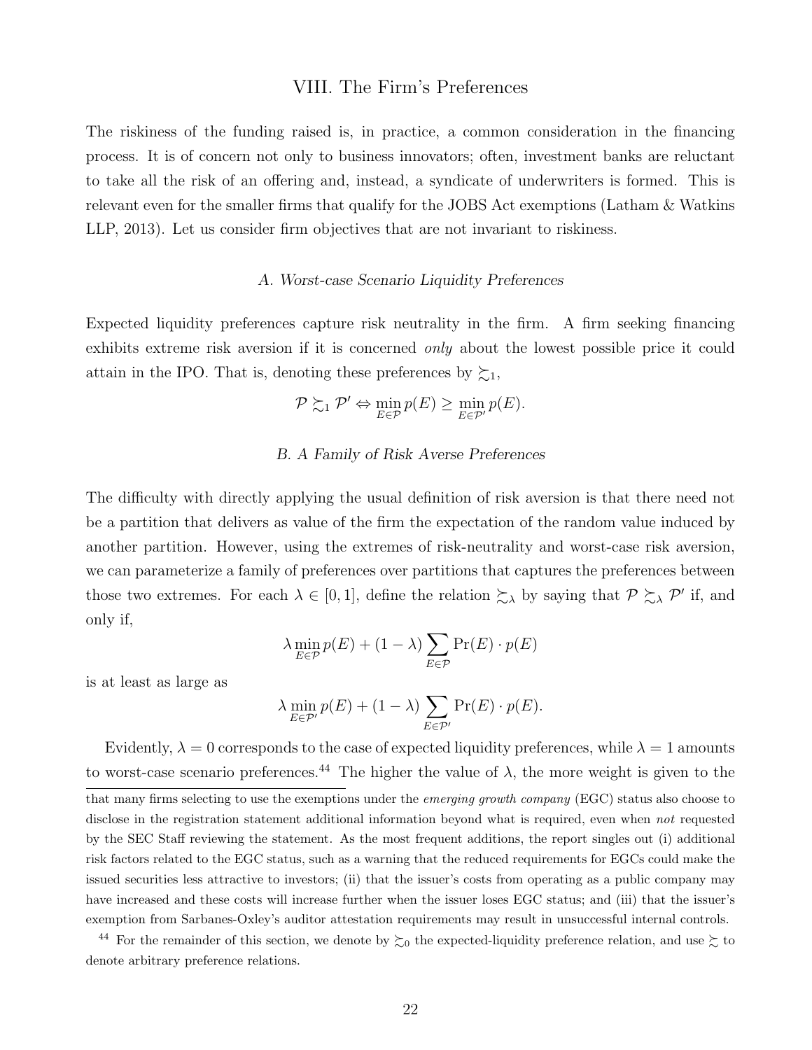## VIII. The Firm's Preferences

The riskiness of the funding raised is, in practice, a common consideration in the financing process. It is of concern not only to business innovators; often, investment banks are reluctant to take all the risk of an offering and, instead, a syndicate of underwriters is formed. This is relevant even for the smaller firms that qualify for the JOBS Act exemptions (Latham & Watkins LLP, 2013). Let us consider firm objectives that are not invariant to riskiness.

### *A. Worst-case Scenario Liquidity Preferences*

Expected liquidity preferences capture risk neutrality in the firm. A firm seeking financing exhibits extreme risk aversion if it is concerned *only* about the lowest possible price it could attain in the IPO. That is, denoting these preferences by $\succsim_1$,

$$\mathcal{P} \succsim_1 \mathcal{P}' \Leftrightarrow \min_{E \in \mathcal{P}} p(E) \geq \min_{E \in \mathcal{P}'} p(E).$$

### *B. A Family of Risk Averse Preferences*

The difficulty with directly applying the usual definition of risk aversion is that there need not be a partition that delivers as value of the firm the expectation of the random value induced by another partition. However, using the extremes of risk-neutrality and worst-case risk aversion, we can parameterize a family of preferences over partitions that captures the preferences between those two extremes. For each $\lambda \in [0, 1]$, define the relation $\succsim_\lambda$ by saying that $\mathcal{P} \succsim_\lambda \mathcal{P}'$ if, and only if,

$$\lambda \min_{E \in \mathcal{P}} p(E) + (1 - \lambda) \sum_{E \in \mathcal{P}} \Pr(E) \cdot p(E)$$

is at least as large as

$$\lambda \min_{E \in \mathcal{P}'} p(E) + (1 - \lambda) \sum_{E \in \mathcal{P}'} \Pr(E) \cdot p(E).$$

Evidently, $\lambda = 0$ corresponds to the case of expected liquidity preferences, while $\lambda = 1$ amounts to worst-case scenario preferences.[44] The higher the value of $\lambda$, the more weight is given to the

that many firms selecting to use the exemptions under the *emerging growth company* (EGC) status also choose to disclose in the registration statement additional information beyond what is required, even when *not* requested by the SEC Staff reviewing the statement. As the most frequent additions, the report singles out (i) additional risk factors related to the EGC status, such as a warning that the reduced requirements for EGCs could make the issued securities less attractive to investors; (ii) that the issuer's costs from operating as a public company may have increased and these costs will increase further when the issuer loses EGC status; and (iii) that the issuer's exemption from Sarbanes-Oxley's auditor attestation requirements may result in unsuccessful internal controls.

[44] For the remainder of this section, we denote by $\succsim_0$ the expected-liquidity preference relation, and use $\succsim$ to denote arbitrary preference relations.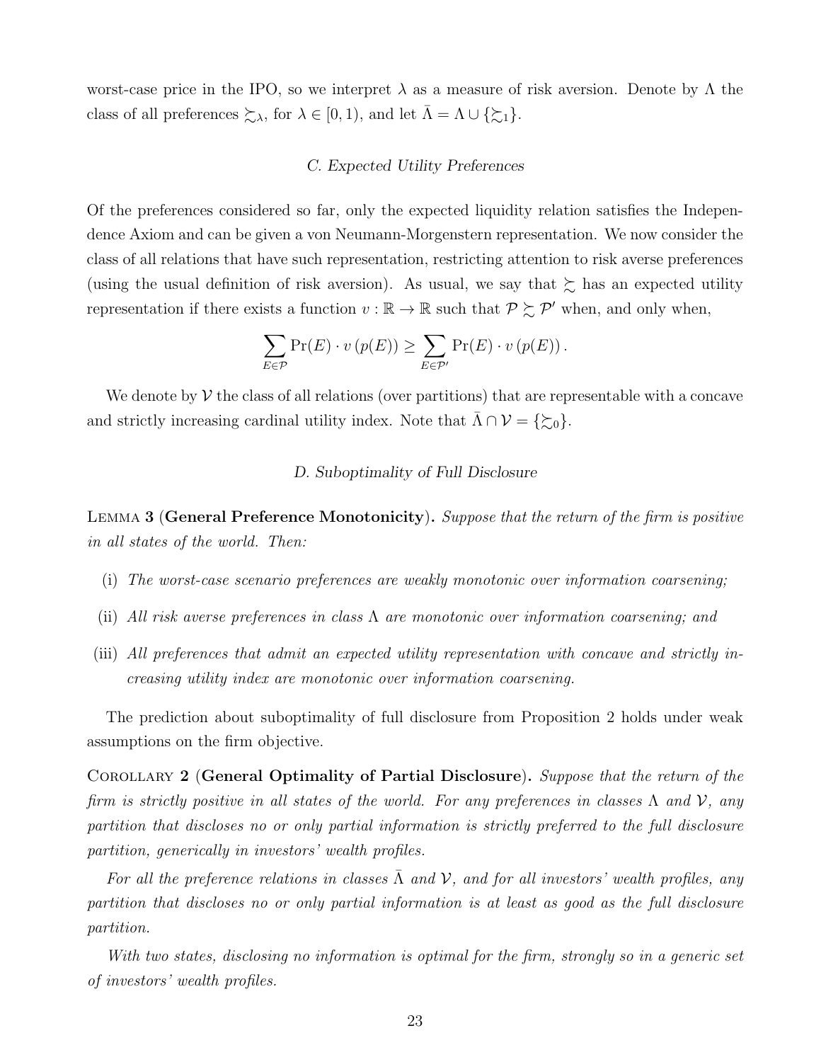worst-case price in the IPO, so we interpret $\lambda$ as a measure of risk aversion. Denote by $\Lambda$ the class of all preferences $\succsim_\lambda$, for $\lambda \in [0, 1)$, and let $\bar{\Lambda} = \Lambda \cup \{\succsim_1\}$.

### *C. Expected Utility Preferences*

Of the preferences considered so far, only the expected liquidity relation satisfies the Independence Axiom and can be given a von Neumann-Morgenstern representation. We now consider the class of all relations that have such representation, restricting attention to risk averse preferences (using the usual definition of risk aversion). As usual, we say that $\succsim$ has an expected utility representation if there exists a function $v : \mathbb{R} \to \mathbb{R}$ such that $\mathcal{P} \succsim \mathcal{P}'$ when, and only when,

$$\sum_{E \in \mathcal{P}} \Pr(E) \cdot v\left(p(E)\right) \geq \sum_{E \in \mathcal{P}'} \Pr(E) \cdot v\left(p(E)\right).$$

We denote by $\mathcal{V}$ the class of all relations (over partitions) that are representable with a concave and strictly increasing cardinal utility index. Note that $\bar{\Lambda} \cap \mathcal{V} = \{\succsim_0\}$.

### *D. Suboptimality of Full Disclosure*

Lemma 3 (**General Preference Monotonicity**). *Suppose that the return of the firm is positive in all states of the world. Then:*

(i) *The worst-case scenario preferences are weakly monotonic over information coarsening;*

(ii) *All risk averse preferences in class $\Lambda$ are monotonic over information coarsening; and*

(iii) *All preferences that admit an expected utility representation with concave and strictly increasing utility index are monotonic over information coarsening.*

The prediction about suboptimality of full disclosure from Proposition 2 holds under weak assumptions on the firm objective.

Corollary 2 (**General Optimality of Partial Disclosure**). *Suppose that the return of the firm is strictly positive in all states of the world. For any preferences in classes $\Lambda$ and $\mathcal{V}$, any partition that discloses no or only partial information is strictly preferred to the full disclosure partition, generically in investors' wealth profiles.*

*For all the preference relations in classes $\bar{\Lambda}$ and $\mathcal{V}$, and for all investors' wealth profiles, any partition that discloses no or only partial information is at least as good as the full disclosure partition.*

*With two states, disclosing no information is optimal for the firm, strongly so in a generic set of investors' wealth profiles.*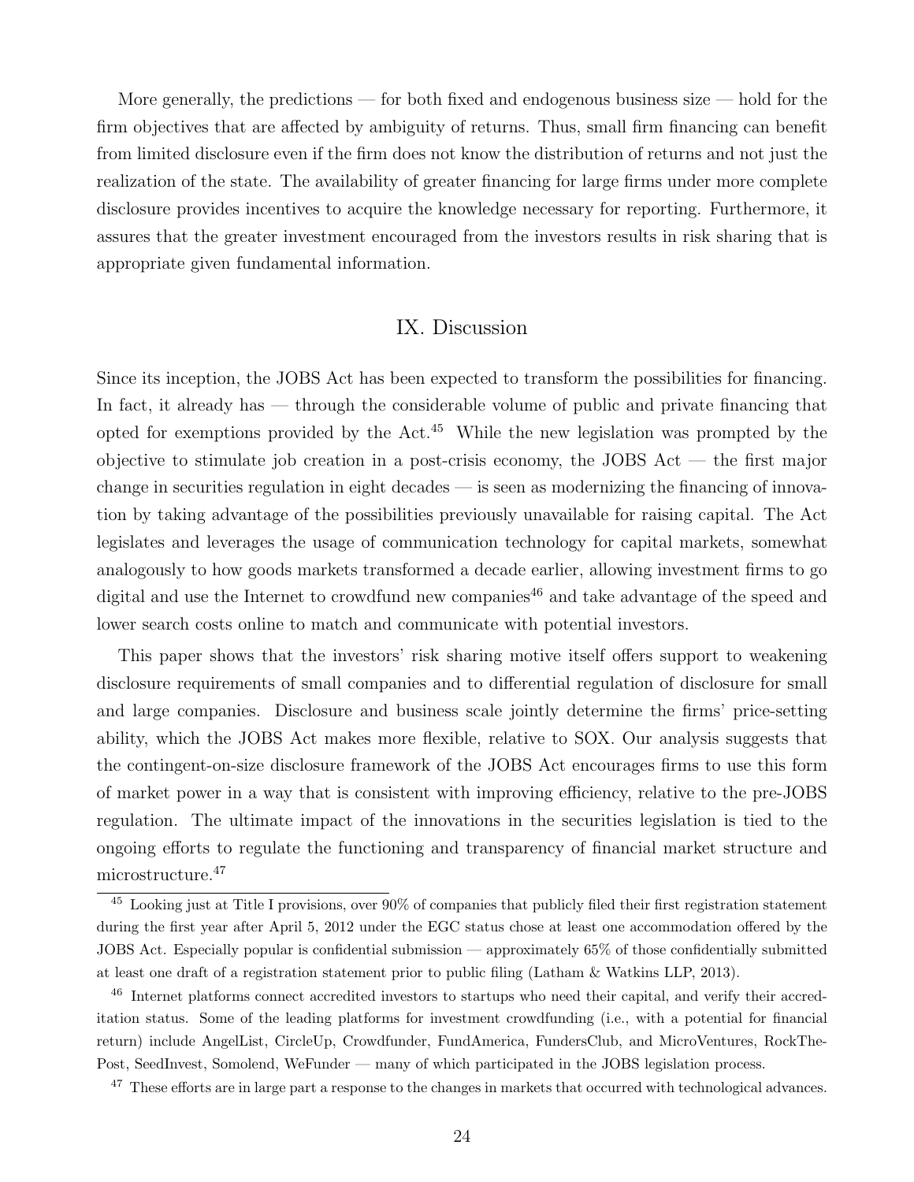More generally, the predictions — for both fixed and endogenous business size — hold for the firm objectives that are affected by ambiguity of returns. Thus, small firm financing can benefit from limited disclosure even if the firm does not know the distribution of returns and not just the realization of the state. The availability of greater financing for large firms under more complete disclosure provides incentives to acquire the knowledge necessary for reporting. Furthermore, it assures that the greater investment encouraged from the investors results in risk sharing that is appropriate given fundamental information.

## IX. Discussion

Since its inception, the JOBS Act has been expected to transform the possibilities for financing. In fact, it already has — through the considerable volume of public and private financing that opted for exemptions provided by the Act.[45] While the new legislation was prompted by the objective to stimulate job creation in a post-crisis economy, the JOBS Act — the first major change in securities regulation in eight decades — is seen as modernizing the financing of innovation by taking advantage of the possibilities previously unavailable for raising capital. The Act legislates and leverages the usage of communication technology for capital markets, somewhat analogously to how goods markets transformed a decade earlier, allowing investment firms to go digital and use the Internet to crowdfund new companies[46] and take advantage of the speed and lower search costs online to match and communicate with potential investors.

This paper shows that the investors' risk sharing motive itself offers support to weakening disclosure requirements of small companies and to differential regulation of disclosure for small and large companies. Disclosure and business scale jointly determine the firms' price-setting ability, which the JOBS Act makes more flexible, relative to SOX. Our analysis suggests that the contingent-on-size disclosure framework of the JOBS Act encourages firms to use this form of market power in a way that is consistent with improving efficiency, relative to the pre-JOBS regulation. The ultimate impact of the innovations in the securities legislation is tied to the ongoing efforts to regulate the functioning and transparency of financial market structure and microstructure.[47]

[45] Looking just at Title I provisions, over 90% of companies that publicly filed their first registration statement during the first year after April 5, 2012 under the EGC status chose at least one accommodation offered by the JOBS Act. Especially popular is confidential submission — approximately 65% of those confidentially submitted at least one draft of a registration statement prior to public filing (Latham & Watkins LLP, 2013).

[46] Internet platforms connect accredited investors to startups who need their capital, and verify their accreditation status. Some of the leading platforms for investment crowdfunding (i.e., with a potential for financial return) include AngelList, CircleUp, Crowdfunder, FundAmerica, FundersClub, and MicroVentures, RockThePost, SeedInvest, Somolend, WeFunder — many of which participated in the JOBS legislation process.

[47] These efforts are in large part a response to the changes in markets that occurred with technological advances.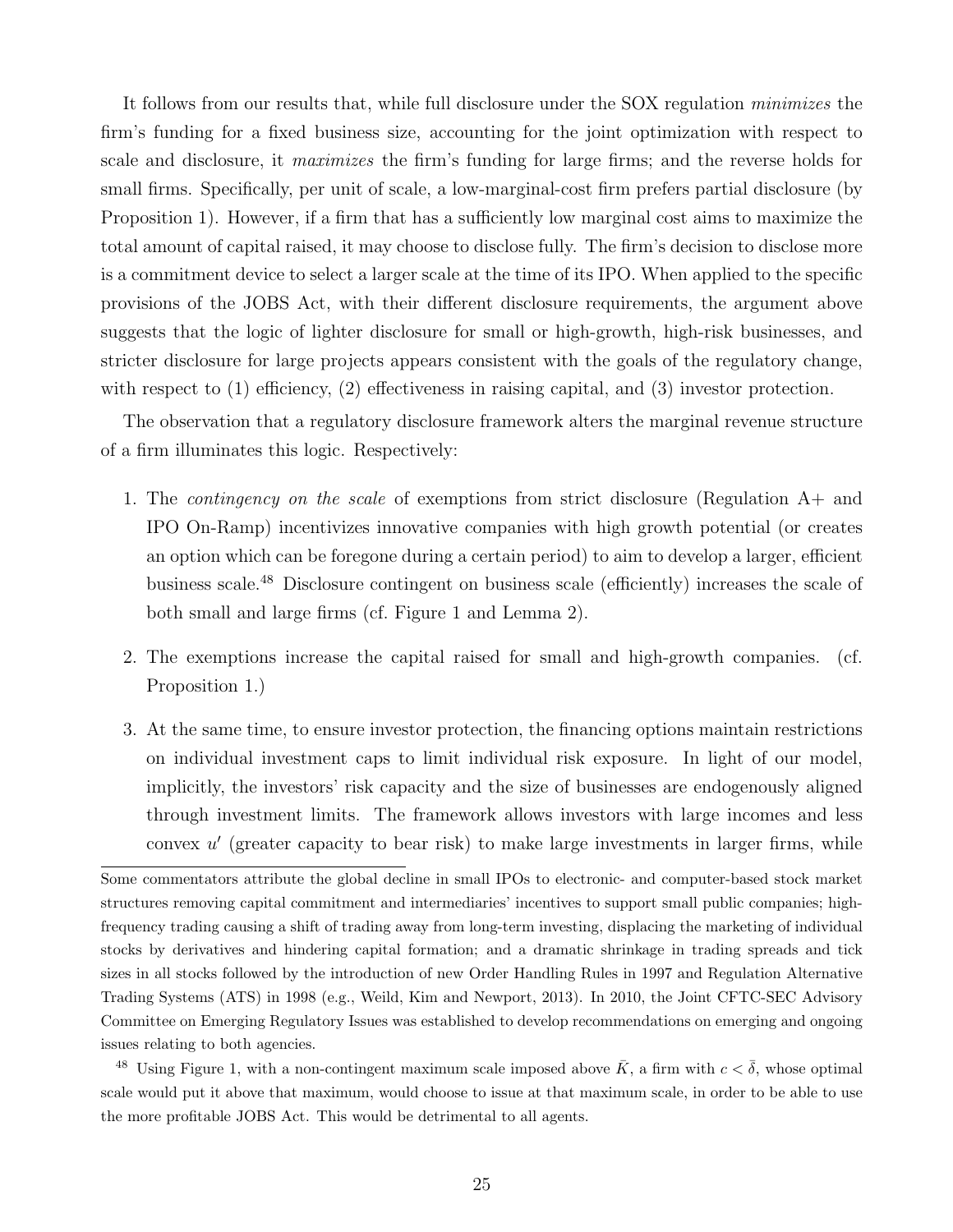It follows from our results that, while full disclosure under the SOX regulation *minimizes* the firm's funding for a fixed business size, accounting for the joint optimization with respect to scale and disclosure, it *maximizes* the firm's funding for large firms; and the reverse holds for small firms. Specifically, per unit of scale, a low-marginal-cost firm prefers partial disclosure (by Proposition 1). However, if a firm that has a sufficiently low marginal cost aims to maximize the total amount of capital raised, it may choose to disclose fully. The firm's decision to disclose more is a commitment device to select a larger scale at the time of its IPO. When applied to the specific provisions of the JOBS Act, with their different disclosure requirements, the argument above suggests that the logic of lighter disclosure for small or high-growth, high-risk businesses, and stricter disclosure for large projects appears consistent with the goals of the regulatory change, with respect to (1) efficiency, (2) effectiveness in raising capital, and (3) investor protection.

The observation that a regulatory disclosure framework alters the marginal revenue structure of a firm illuminates this logic. Respectively:

1. The *contingency on the scale* of exemptions from strict disclosure (Regulation A+ and IPO On-Ramp) incentivizes innovative companies with high growth potential (or creates an option which can be foregone during a certain period) to aim to develop a larger, efficient business scale.[48] Disclosure contingent on business scale (efficiently) increases the scale of both small and large firms (cf. Figure 1 and Lemma 2).

2. The exemptions increase the capital raised for small and high-growth companies. (cf. Proposition 1.)

3. At the same time, to ensure investor protection, the financing options maintain restrictions on individual investment caps to limit individual risk exposure. In light of our model, implicitly, the investors' risk capacity and the size of businesses are endogenously aligned through investment limits. The framework allows investors with large incomes and less convex $u'$ (greater capacity to bear risk) to make large investments in larger firms, while

Some commentators attribute the global decline in small IPOs to electronic- and computer-based stock market structures removing capital commitment and intermediaries' incentives to support small public companies; high-frequency trading causing a shift of trading away from long-term investing, displacing the marketing of individual stocks by derivatives and hindering capital formation; and a dramatic shrinkage in trading spreads and tick sizes in all stocks followed by the introduction of new Order Handling Rules in 1997 and Regulation Alternative Trading Systems (ATS) in 1998 (e.g., Weild, Kim and Newport, 2013). In 2010, the Joint CFTC-SEC Advisory Committee on Emerging Regulatory Issues was established to develop recommendations on emerging and ongoing issues relating to both agencies.

[48] Using Figure 1, with a non-contingent maximum scale imposed above $\bar{K}$, a firm with $c < \bar{\delta}$, whose optimal scale would put it above that maximum, would choose to issue at that maximum scale, in order to be able to use the more profitable JOBS Act. This would be detrimental to all agents.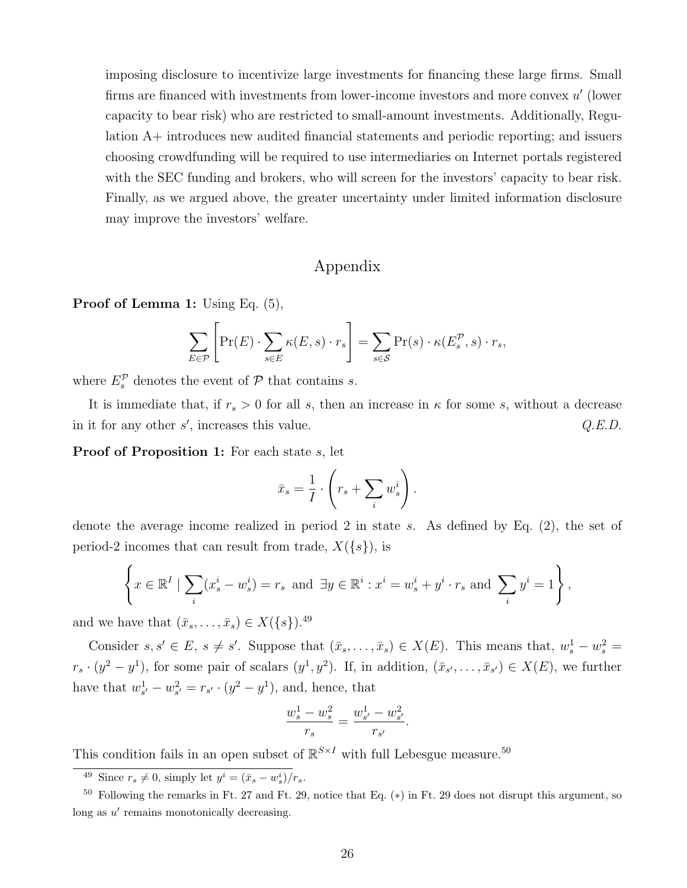imposing disclosure to incentivize large investments for financing these large firms. Small firms are financed with investments from lower-income investors and more convex $u'$ (lower capacity to bear risk) who are restricted to small-amount investments. Additionally, Regulation A+ introduces new audited financial statements and periodic reporting; and issuers choosing crowdfunding will be required to use intermediaries on Internet portals registered with the SEC funding and brokers, who will screen for the investors' capacity to bear risk. Finally, as we argued above, the greater uncertainty under limited information disclosure may improve the investors' welfare.

# Appendix

**Proof of Lemma 1:** Using Eq. (5),

$$\sum_{E\in\mathcal{P}}\left[\Pr(E)\cdot\sum_{s\in E}\kappa(E,s)\cdot r_s\right]=\sum_{s\in\mathcal{S}}\Pr(s)\cdot\kappa(E_s^{\mathcal{P}},s)\cdot r_s,$$

where $E_s^{\mathcal{P}}$ denotes the event of $\mathcal{P}$ that contains $s$.

It is immediate that, if $r_s > 0$ for all $s$, then an increase in $\kappa$ for some $s$, without a decrease in it for any other $s'$, increases this value. *Q.E.D.*

**Proof of Proposition 1:** For each state $s$, let

$$\bar{x}_s = \frac{1}{I}\cdot\left(r_s+\sum_i w_s^i\right).$$

denote the average income realized in period 2 in state $s$. As defined by Eq. (2), the set of period-2 incomes that can result from trade, $X(\{s\})$, is

$$\left\{x\in\mathbb{R}^I \mid \sum_i (x_s^i - w_s^i) = r_s \text{ and } \exists y\in\mathbb{R}^i : x^i = w_s^i + y^i\cdot r_s \text{ and } \sum_i y^i = 1\right\},$$

and we have that $(\bar{x}_s,\ldots,\bar{x}_s)\in X(\{s\})$.[49]

Consider $s, s' \in E$, $s \neq s'$. Suppose that $(\bar{x}_s,\ldots,\bar{x}_s)\in X(E)$. This means that, $w_s^1 - w_s^2 = r_s\cdot(y^2-y^1)$, for some pair of scalars $(y^1,y^2)$. If, in addition, $(\bar{x}_{s'},\ldots,\bar{x}_{s'})\in X(E)$, we further have that $w_{s'}^1 - w_{s'}^2 = r_{s'}\cdot(y^2-y^1)$, and, hence, that

$$\frac{w_s^1-w_s^2}{r_s}=\frac{w_{s'}^1-w_{s'}^2}{r_{s'}}.$$

This condition fails in an open subset of $\mathbb{R}^{S\times I}$ with full Lebesgue measure.[50]

[49] Since $r_s \neq 0$, simply let $y^i = (\bar{x}_s - w_s^i)/r_s$.

[50] Following the remarks in Ft. 27 and Ft. 29, notice that Eq. (*) in Ft. 29 does not disrupt this argument, so long as $u'$ remains monotonically decreasing.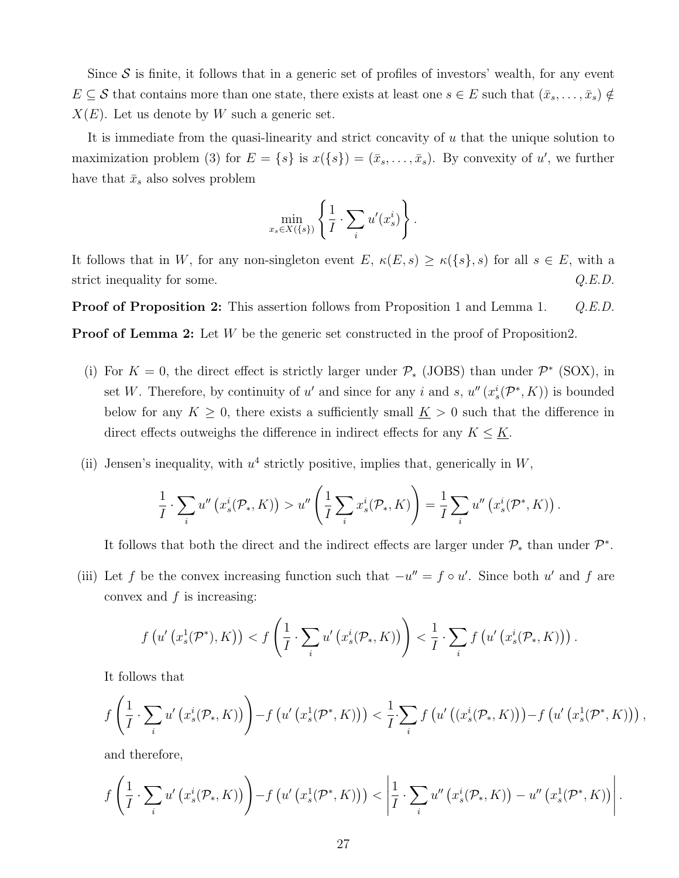Since $\mathcal{S}$ is finite, it follows that in a generic set of profiles of investors' wealth, for any event $E \subseteq \mathcal{S}$ that contains more than one state, there exists at least one $s \in E$ such that $(\bar{x}_s, \ldots, \bar{x}_s) \notin X(E)$. Let us denote by $W$ such a generic set.

It is immediate from the quasi-linearity and strict concavity of $u$ that the unique solution to maximization problem (3) for $E = \{s\}$ is $x(\{s\}) = (\bar{x}_s, \ldots, \bar{x}_s)$. By convexity of $u'$, we further have that $\bar{x}_s$ also solves problem

$$\min_{x_s \in X(\{s\})} \left\{ \frac{1}{I} \cdot \sum_i u'(x_s^i) \right\}.$$

It follows that in $W$, for any non-singleton event $E$, $\kappa(E, s) \geq \kappa(\{s\}, s)$ for all $s \in E$, with a strict inequality for some. *Q.E.D.*

**Proof of Proposition 2:** This assertion follows from Proposition 1 and Lemma 1. *Q.E.D.*

**Proof of Lemma 2:** Let $W$ be the generic set constructed in the proof of Proposition2.

(i) For $K = 0$, the direct effect is strictly larger under $\mathcal{P}_*$ (JOBS) than under $\mathcal{P}^*$ (SOX), in set $W$. Therefore, by continuity of $u'$ and since for any $i$ and $s$, $u''\left(x_s^i(\mathcal{P}^*, K)\right)$ is bounded below for any $K \geq 0$, there exists a sufficiently small $\underline{K} > 0$ such that the difference in direct effects outweighs the difference in indirect effects for any $K \leq \underline{K}$.

(ii) Jensen's inequality, with $u^4$ strictly positive, implies that, generically in $W$,

$$\frac{1}{I} \cdot \sum_i u''\left(x_s^i(\mathcal{P}_*, K)\right) > u''\left(\frac{1}{I} \sum_i x_s^i(\mathcal{P}_*, K)\right) = \frac{1}{I} \sum_i u''\left(x_s^i(\mathcal{P}^*, K)\right).$$

It follows that both the direct and the indirect effects are larger under $\mathcal{P}_*$ than under $\mathcal{P}^*$.

(iii) Let $f$ be the convex increasing function such that $-u'' = f \circ u'$. Since both $u'$ and $f$ are convex and $f$ is increasing:

$$f\left(u'\left(x_s^1(\mathcal{P}^*), K\right)\right) < f\left(\frac{1}{I} \cdot \sum_i u'\left(x_s^i(\mathcal{P}_*, K)\right)\right) < \frac{1}{I} \cdot \sum_i f\left(u'\left(x_s^i(\mathcal{P}_*, K)\right)\right).$$

It follows that

$$f\left(\frac{1}{I} \cdot \sum_i u'\left(x_s^i(\mathcal{P}_*, K)\right)\right) - f\left(u'\left(x_s^1(\mathcal{P}^*, K)\right)\right) < \frac{1}{I} \cdot \sum_i f\left(u'\left((x_s^i(\mathcal{P}_*, K)\right)\right) - f\left(u'\left(x_s^1(\mathcal{P}^*, K)\right)\right),$$

and therefore,

$$f\left(\frac{1}{I} \cdot \sum_i u'\left(x_s^i(\mathcal{P}_*, K)\right)\right) - f\left(u'\left(x_s^1(\mathcal{P}^*, K)\right)\right) < \left| \frac{1}{I} \cdot \sum_i u''\left(x_s^i(\mathcal{P}_*, K)\right) - u''\left(x_s^1(\mathcal{P}^*, K)\right) \right|.$$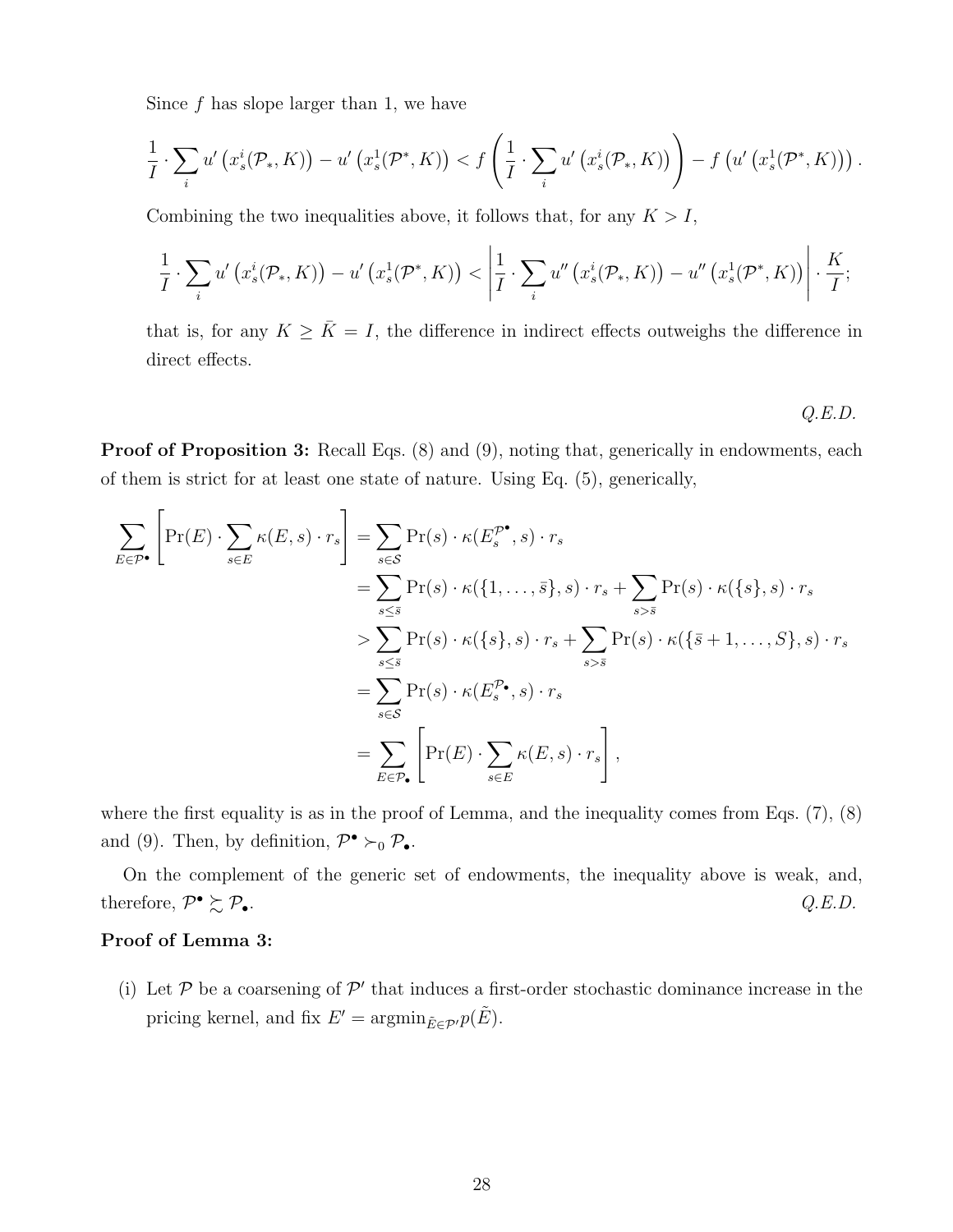Since $f$ has slope larger than 1, we have

$$\frac{1}{I} \cdot \sum_i u'\left(x_s^i(\mathcal{P}_*, K)\right) - u'\left(x_s^1(\mathcal{P}^*, K)\right) < f\left(\frac{1}{I} \cdot \sum_i u'\left(x_s^i(\mathcal{P}_*, K)\right)\right) - f\left(u'\left(x_s^1(\mathcal{P}^*, K)\right)\right).$$

Combining the two inequalities above, it follows that, for any $K > I$,

$$\frac{1}{I} \cdot \sum_i u'\left(x_s^i(\mathcal{P}_*, K)\right) - u'\left(x_s^1(\mathcal{P}^*, K)\right) < \left|\frac{1}{I} \cdot \sum_i u''\left(x_s^i(\mathcal{P}_*, K)\right) - u''\left(x_s^1(\mathcal{P}^*, K)\right)\right| \cdot \frac{K}{I};$$

that is, for any $K \geq \bar{K} = I$, the difference in indirect effects outweighs the difference in direct effects.

*Q.E.D.*

**Proof of Proposition 3:** Recall Eqs. (8) and (9), noting that, generically in endowments, each of them is strict for at least one state of nature. Using Eq. (5), generically,

$$\begin{aligned}
\sum_{E \in \mathcal{P}^\bullet} \left[\Pr(E) \cdot \sum_{s \in E} \kappa(E, s) \cdot r_s\right] &= \sum_{s \in \mathcal{S}} \Pr(s) \cdot \kappa(E_s^{\mathcal{P}^\bullet}, s) \cdot r_s \\
&= \sum_{s \leq \bar{s}} \Pr(s) \cdot \kappa(\{1, \ldots, \bar{s}\}, s) \cdot r_s + \sum_{s > \bar{s}} \Pr(s) \cdot \kappa(\{s\}, s) \cdot r_s \\
&> \sum_{s \leq \bar{s}} \Pr(s) \cdot \kappa(\{s\}, s) \cdot r_s + \sum_{s > \bar{s}} \Pr(s) \cdot \kappa(\{\bar{s}+1, \ldots, S\}, s) \cdot r_s \\
&= \sum_{s \in \mathcal{S}} \Pr(s) \cdot \kappa(E_s^{\mathcal{P}_\bullet}, s) \cdot r_s \\
&= \sum_{E \in \mathcal{P}_\bullet} \left[\Pr(E) \cdot \sum_{s \in E} \kappa(E, s) \cdot r_s\right],
\end{aligned}$$

where the first equality is as in the proof of Lemma, and the inequality comes from Eqs. (7), (8) and (9). Then, by definition, $\mathcal{P}^\bullet \succ_0 \mathcal{P}_\bullet$.

On the complement of the generic set of endowments, the inequality above is weak, and, therefore, $\mathcal{P}^\bullet \succsim \mathcal{P}_\bullet$. *Q.E.D.*

**Proof of Lemma 3:**

(i) Let $\mathcal{P}$ be a coarsening of $\mathcal{P}'$ that induces a first-order stochastic dominance increase in the pricing kernel, and fix $E' = \operatorname{argmin}_{\tilde{E} \in \mathcal{P}'} p(\tilde{E})$.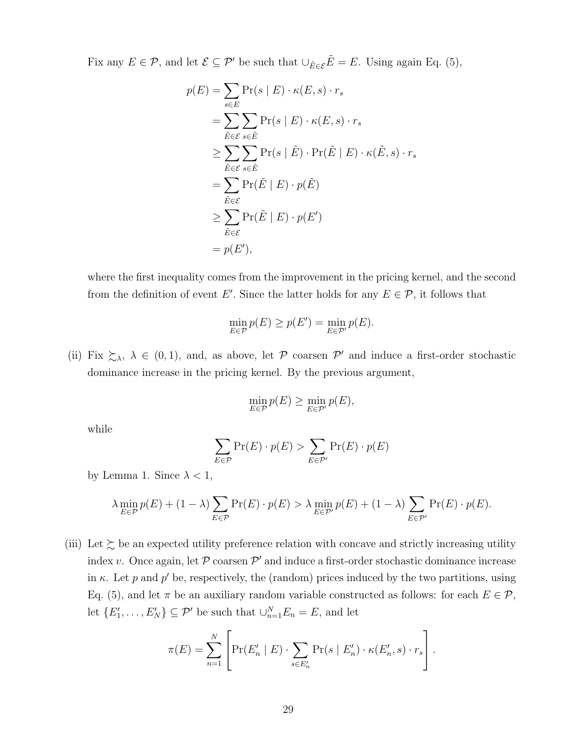Fix any $E \in \mathcal{P}$, and let $\mathcal{E} \subseteq \mathcal{P}'$ be such that $\cup_{\tilde{E} \in \mathcal{E}} \tilde{E} = E$. Using again Eq. (5),

$$
\begin{aligned}
p(E) &= \sum_{s \in E} \Pr(s \mid E) \cdot \kappa(E, s) \cdot r_s \\
&= \sum_{\tilde{E} \in \mathcal{E}} \sum_{s \in \tilde{E}} \Pr(s \mid E) \cdot \kappa(E, s) \cdot r_s \\
&\geq \sum_{\tilde{E} \in \mathcal{E}} \sum_{s \in \tilde{E}} \Pr(s \mid \tilde{E}) \cdot \Pr(\tilde{E} \mid E) \cdot \kappa(\tilde{E}, s) \cdot r_s \\
&= \sum_{\tilde{E} \in \mathcal{E}} \Pr(\tilde{E} \mid E) \cdot p(\tilde{E}) \\
&\geq \sum_{\tilde{E} \in \mathcal{E}} \Pr(\tilde{E} \mid E) \cdot p(E') \\
&= p(E'),
\end{aligned}
$$

where the first inequality comes from the improvement in the pricing kernel, and the second from the definition of event $E'$. Since the latter holds for any $E \in \mathcal{P}$, it follows that

$$
\min_{E \in \mathcal{P}} p(E) \geq p(E') = \min_{E \in \mathcal{P}'} p(E).
$$

(ii) Fix $\succsim_\lambda$, $\lambda \in (0, 1)$, and, as above, let $\mathcal{P}$ coarsen $\mathcal{P}'$ and induce a first-order stochastic dominance increase in the pricing kernel. By the previous argument,

$$
\min_{E \in \mathcal{P}} p(E) \geq \min_{E \in \mathcal{P}'} p(E),
$$

while

$$
\sum_{E \in \mathcal{P}} \Pr(E) \cdot p(E) > \sum_{E \in \mathcal{P}'} \Pr(E) \cdot p(E)
$$

by Lemma 1. Since $\lambda < 1$,

$$
\lambda \min_{E \in \mathcal{P}} p(E) + (1 - \lambda) \sum_{E \in \mathcal{P}} \Pr(E) \cdot p(E) > \lambda \min_{E \in \mathcal{P}'} p(E) + (1 - \lambda) \sum_{E \in \mathcal{P}'} \Pr(E) \cdot p(E).
$$

(iii) Let $\succsim$ be an expected utility preference relation with concave and strictly increasing utility index $v$. Once again, let $\mathcal{P}$ coarsen $\mathcal{P}'$ and induce a first-order stochastic dominance increase in $\kappa$. Let $p$ and $p'$ be, respectively, the (random) prices induced by the two partitions, using Eq. (5), and let $\pi$ be an auxiliary random variable constructed as follows: for each $E \in \mathcal{P}$, let $\{E'_1, \ldots, E'_N\} \subseteq \mathcal{P}'$ be such that $\cup_{n=1}^N E_n = E$, and let

$$
\pi(E) = \sum_{n=1}^{N} \left[ \Pr(E'_n \mid E) \cdot \sum_{s \in E'_n} \Pr(s \mid E'_n) \cdot \kappa(E'_n, s) \cdot r_s \right].
$$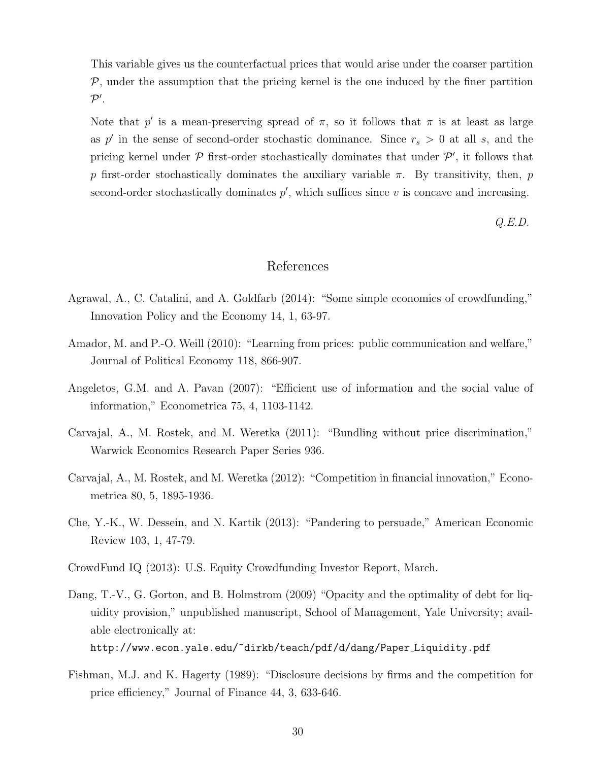This variable gives us the counterfactual prices that would arise under the coarser partition $\mathcal{P}$, under the assumption that the pricing kernel is the one induced by the finer partition $\mathcal{P}'$.

Note that $p'$ is a mean-preserving spread of $\pi$, so it follows that $\pi$ is at least as large as $p'$ in the sense of second-order stochastic dominance. Since $r_s > 0$ at all $s$, and the pricing kernel under $\mathcal{P}$ first-order stochastically dominates that under $\mathcal{P}'$, it follows that $p$ first-order stochastically dominates the auxiliary variable $\pi$. By transitivity, then, $p$ second-order stochastically dominates $p'$, which suffices since $v$ is concave and increasing.

*Q.E.D.*

## References

Agrawal, A., C. Catalini, and A. Goldfarb (2014): "Some simple economics of crowdfunding," Innovation Policy and the Economy 14, 1, 63-97.

Amador, M. and P.-O. Weill (2010): "Learning from prices: public communication and welfare," Journal of Political Economy 118, 866-907.

Angeletos, G.M. and A. Pavan (2007): "Efficient use of information and the social value of information," Econometrica 75, 4, 1103-1142.

Carvajal, A., M. Rostek, and M. Weretka (2011): "Bundling without price discrimination," Warwick Economics Research Paper Series 936.

Carvajal, A., M. Rostek, and M. Weretka (2012): "Competition in financial innovation," Econometrica 80, 5, 1895-1936.

Che, Y.-K., W. Dessein, and N. Kartik (2013): "Pandering to persuade," American Economic Review 103, 1, 47-79.

CrowdFund IQ (2013): U.S. Equity Crowdfunding Investor Report, March.

Dang, T.-V., G. Gorton, and B. Holmstrom (2009) "Opacity and the optimality of debt for liquidity provision," unpublished manuscript, School of Management, Yale University; available electronically at:
`http://www.econ.yale.edu/~dirkb/teach/pdf/d/dang/Paper_Liquidity.pdf`

Fishman, M.J. and K. Hagerty (1989): "Disclosure decisions by firms and the competition for price efficiency," Journal of Finance 44, 3, 633-646.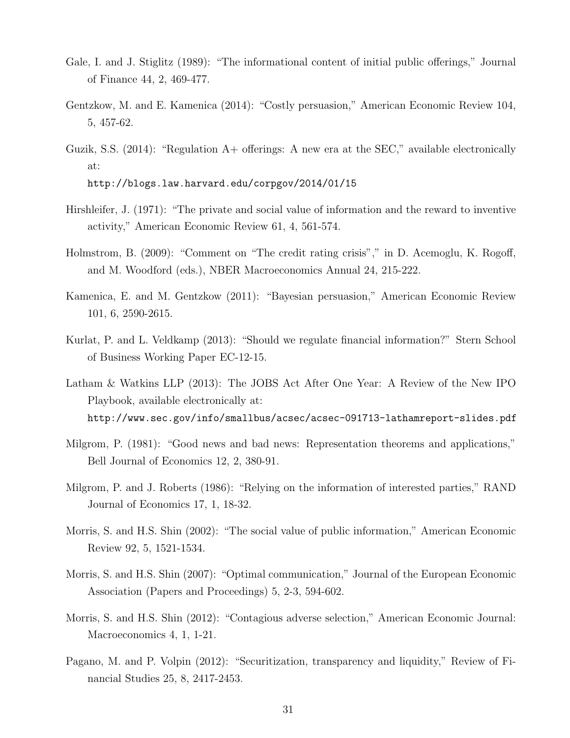Gale, I. and J. Stiglitz (1989): "The informational content of initial public offerings," Journal of Finance 44, 2, 469-477.

Gentzkow, M. and E. Kamenica (2014): "Costly persuasion," American Economic Review 104, 5, 457-62.

Guzik, S.S. (2014): "Regulation A+ offerings: A new era at the SEC," available electronically at:
http://blogs.law.harvard.edu/corpgov/2014/01/15

Hirshleifer, J. (1971): "The private and social value of information and the reward to inventive activity," American Economic Review 61, 4, 561-574.

Holmstrom, B. (2009): "Comment on "The credit rating crisis"," in D. Acemoglu, K. Rogoff, and M. Woodford (eds.), NBER Macroeconomics Annual 24, 215-222.

Kamenica, E. and M. Gentzkow (2011): "Bayesian persuasion," American Economic Review 101, 6, 2590-2615.

Kurlat, P. and L. Veldkamp (2013): "Should we regulate financial information?" Stern School of Business Working Paper EC-12-15.

Latham & Watkins LLP (2013): The JOBS Act After One Year: A Review of the New IPO Playbook, available electronically at:
http://www.sec.gov/info/smallbus/acsec/acsec-091713-lathamreport-slides.pdf

Milgrom, P. (1981): "Good news and bad news: Representation theorems and applications," Bell Journal of Economics 12, 2, 380-91.

Milgrom, P. and J. Roberts (1986): "Relying on the information of interested parties," RAND Journal of Economics 17, 1, 18-32.

Morris, S. and H.S. Shin (2002): "The social value of public information," American Economic Review 92, 5, 1521-1534.

Morris, S. and H.S. Shin (2007): "Optimal communication," Journal of the European Economic Association (Papers and Proceedings) 5, 2-3, 594-602.

Morris, S. and H.S. Shin (2012): "Contagious adverse selection," American Economic Journal: Macroeconomics 4, 1, 1-21.

Pagano, M. and P. Volpin (2012): "Securitization, transparency and liquidity," Review of Financial Studies 25, 8, 2417-2453.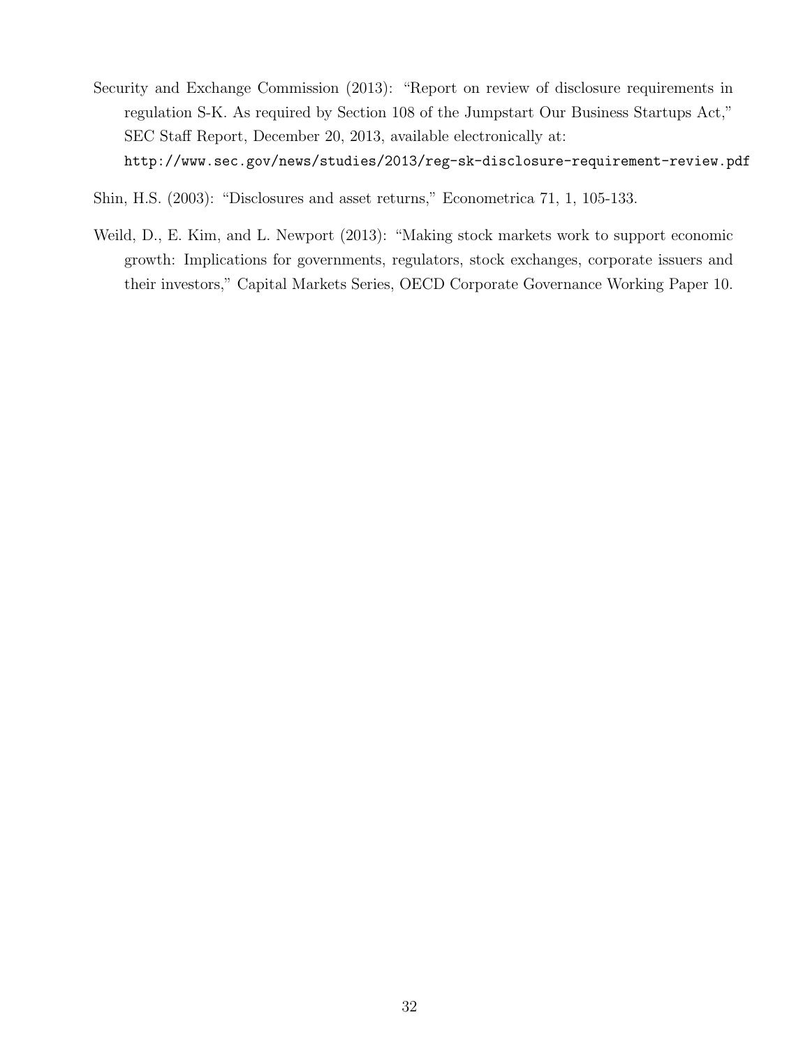Security and Exchange Commission (2013): "Report on review of disclosure requirements in regulation S-K. As required by Section 108 of the Jumpstart Our Business Startups Act," SEC Staff Report, December 20, 2013, available electronically at: http://www.sec.gov/news/studies/2013/reg-sk-disclosure-requirement-review.pdf

Shin, H.S. (2003): "Disclosures and asset returns," Econometrica 71, 1, 105-133.

Weild, D., E. Kim, and L. Newport (2013): "Making stock markets work to support economic growth: Implications for governments, regulators, stock exchanges, corporate issuers and their investors," Capital Markets Series, OECD Corporate Governance Working Paper 10.